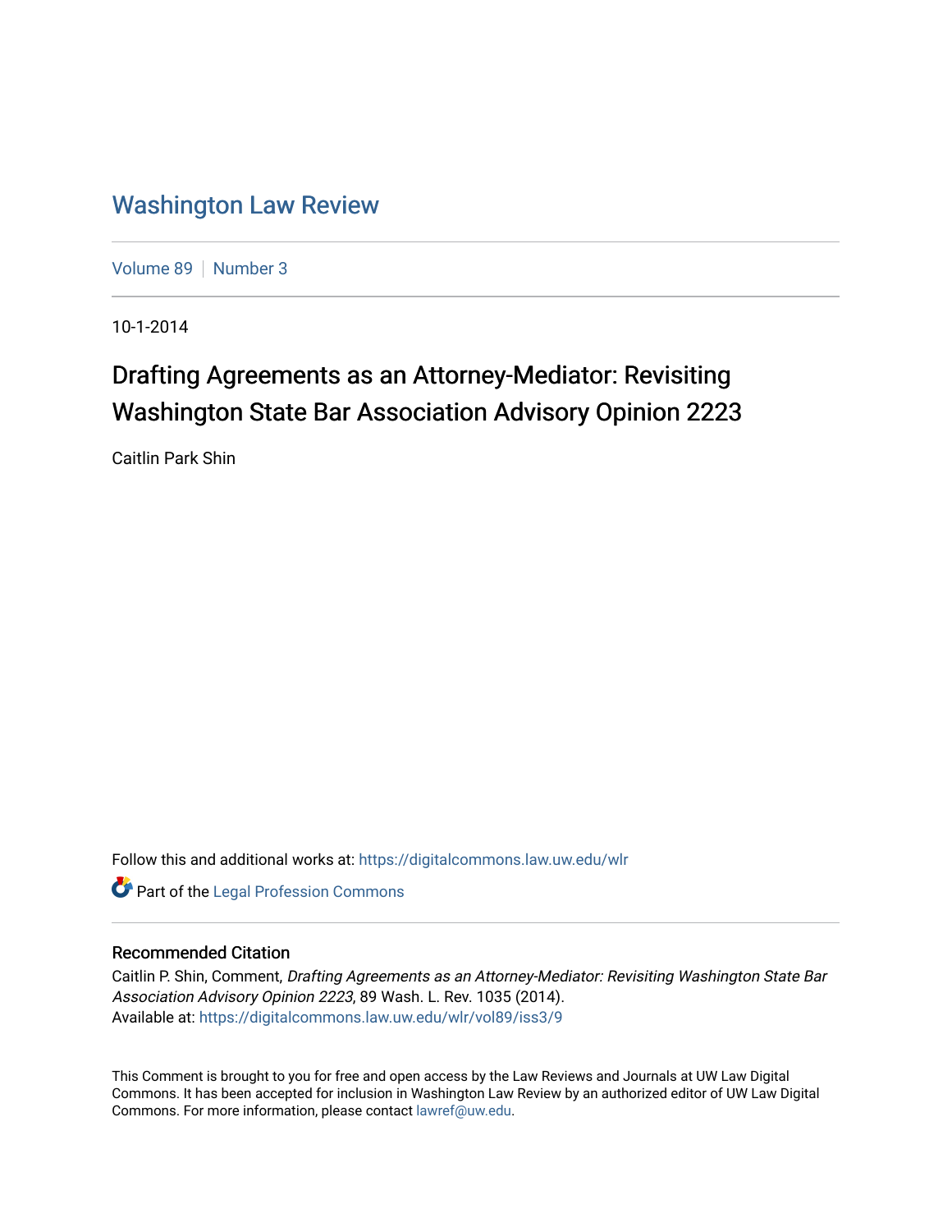# Washington Law Review

Volume 89 | Number 3

10-1-2014

## Drafting Agreements as an Attorney-Mediator: Revisiting Washington State Bar Association Advisory Opinion 2223

Caitlin Park Shin

Follow this and additional works at: https://digitalcommons.law.uw.edu/wlr

Part of the Legal Profession Commons

### Recommended Citation

Caitlin P. Shin, Comment, *Drafting Agreements as an Attorney-Mediator: Revisiting Washington State Bar Association Advisory Opinion 2223*, 89 Wash. L. Rev. 1035 (2014).
Available at: https://digitalcommons.law.uw.edu/wlr/vol89/iss3/9

This Comment is brought to you for free and open access by the Law Reviews and Journals at UW Law Digital Commons. It has been accepted for inclusion in Washington Law Review by an authorized editor of UW Law Digital Commons. For more information, please contact lawref@uw.edu.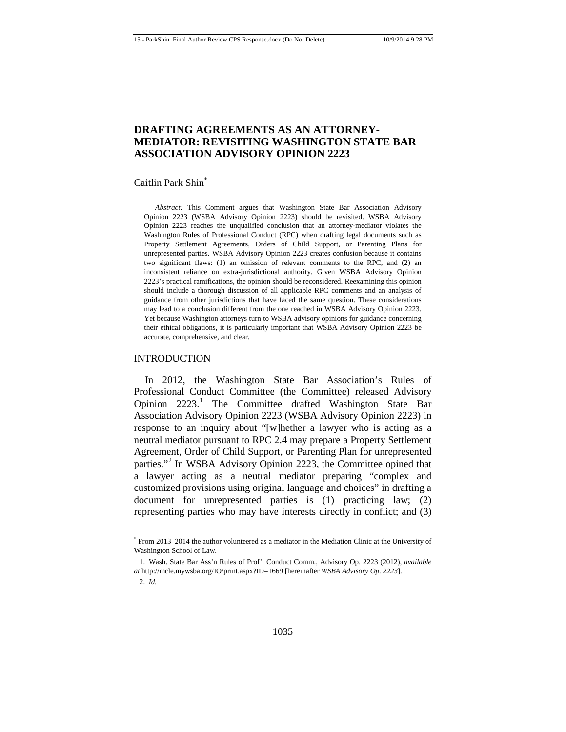# DRAFTING AGREEMENTS AS AN ATTORNEY-MEDIATOR: REVISITING WASHINGTON STATE BAR ASSOCIATION ADVISORY OPINION 2223

Caitlin Park Shin*

*Abstract:* This Comment argues that Washington State Bar Association Advisory Opinion 2223 (WSBA Advisory Opinion 2223) should be revisited. WSBA Advisory Opinion 2223 reaches the unqualified conclusion that an attorney-mediator violates the Washington Rules of Professional Conduct (RPC) when drafting legal documents such as Property Settlement Agreements, Orders of Child Support, or Parenting Plans for unrepresented parties. WSBA Advisory Opinion 2223 creates confusion because it contains two significant flaws: (1) an omission of relevant comments to the RPC, and (2) an inconsistent reliance on extra-jurisdictional authority. Given WSBA Advisory Opinion 2223's practical ramifications, the opinion should be reconsidered. Reexamining this opinion should include a thorough discussion of all applicable RPC comments and an analysis of guidance from other jurisdictions that have faced the same question. These considerations may lead to a conclusion different from the one reached in WSBA Advisory Opinion 2223. Yet because Washington attorneys turn to WSBA advisory opinions for guidance concerning their ethical obligations, it is particularly important that WSBA Advisory Opinion 2223 be accurate, comprehensive, and clear.

## INTRODUCTION

In 2012, the Washington State Bar Association's Rules of Professional Conduct Committee (the Committee) released Advisory Opinion 2223.[1] The Committee drafted Washington State Bar Association Advisory Opinion 2223 (WSBA Advisory Opinion 2223) in response to an inquiry about "[w]hether a lawyer who is acting as a neutral mediator pursuant to RPC 2.4 may prepare a Property Settlement Agreement, Order of Child Support, or Parenting Plan for unrepresented parties."[2] In WSBA Advisory Opinion 2223, the Committee opined that a lawyer acting as a neutral mediator preparing "complex and customized provisions using original language and choices" in drafting a document for unrepresented parties is (1) practicing law; (2) representing parties who may have interests directly in conflict; and (3)

---

\* From 2013–2014 the author volunteered as a mediator in the Mediation Clinic at the University of Washington School of Law.

1. Wash. State Bar Ass'n Rules of Prof'l Conduct Comm., Advisory Op. 2223 (2012), *available at* http://mcle.mywsba.org/IO/print.aspx?ID=1669 [hereinafter *WSBA Advisory Op. 2223*].

2. *Id.*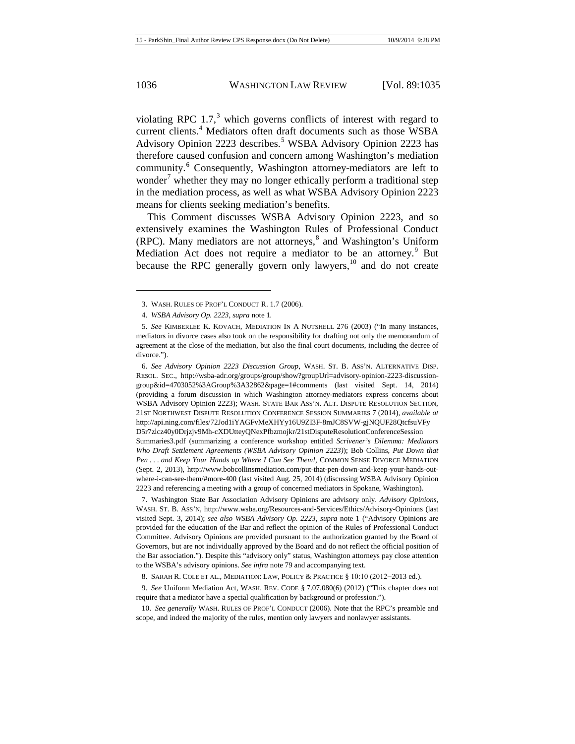violating RPC 1.7,[3] which governs conflicts of interest with regard to current clients.[4] Mediators often draft documents such as those WSBA Advisory Opinion 2223 describes.[5] WSBA Advisory Opinion 2223 has therefore caused confusion and concern among Washington's mediation community.[6] Consequently, Washington attorney-mediators are left to wonder[7] whether they may no longer ethically perform a traditional step in the mediation process, as well as what WSBA Advisory Opinion 2223 means for clients seeking mediation's benefits.

This Comment discusses WSBA Advisory Opinion 2223, and so extensively examines the Washington Rules of Professional Conduct (RPC). Many mediators are not attorneys,[8] and Washington's Uniform Mediation Act does not require a mediator to be an attorney.[9] But because the RPC generally govern only lawyers,[10] and do not create

---

3. WASH. RULES OF PROF'L CONDUCT R. 1.7 (2006).

4. *WSBA Advisory Op. 2223*, *supra* note 1.

5. *See* KIMBERLEE K. KOVACH, MEDIATION IN A NUTSHELL 276 (2003) ("In many instances, mediators in divorce cases also took on the responsibility for drafting not only the memorandum of agreement at the close of the mediation, but also the final court documents, including the decree of divorce.").

6. *See Advisory Opinion 2223 Discussion Group*, WASH. ST. B. ASS'N. ALTERNATIVE DISP. RESOL. SEC., http://wsba-adr.org/groups/group/show?groupUrl=advisory-opinion-2223-discussion-group&id=4703052%3AGroup%3A32862&page=1#comments (last visited Sept. 14, 2014) (providing a forum discussion in which Washington attorney-mediators express concerns about WSBA Advisory Opinion 2223); WASH. STATE BAR ASS'N. ALT. DISPUTE RESOLUTION SECTION, 21ST NORTHWEST DISPUTE RESOLUTION CONFERENCE SESSION SUMMARIES 7 (2014), *available at* http://api.ning.com/files/72Jod1iYAGFvMeXHYy16U9ZI3F-8mJC8SVW-gjNQUF28QtcfsuVFy D5r7zlcz40y0Drjzjv9Mh-cXDUtteyQNexPfbzmojkr/21stDisputeResolutionConferenceSession Summaries3.pdf (summarizing a conference workshop entitled *Scrivener's Dilemma: Mediators Who Draft Settlement Agreements (WSBA Advisory Opinion 2223)*); Bob Collins, *Put Down that Pen . . . and Keep Your Hands up Where I Can See Them!*, COMMON SENSE DIVORCE MEDIATION (Sept. 2, 2013), http://www.bobcollinsmediation.com/put-that-pen-down-and-keep-your-hands-out-where-i-can-see-them/#more-400 (last visited Aug. 25, 2014) (discussing WSBA Advisory Opinion 2223 and referencing a meeting with a group of concerned mediators in Spokane, Washington).

7. Washington State Bar Association Advisory Opinions are advisory only. *Advisory Opinions*, WASH. ST. B. ASS'N, http://www.wsba.org/Resources-and-Services/Ethics/Advisory-Opinions (last visited Sept. 3, 2014); *see also WSBA Advisory Op. 2223*, *supra* note 1 ("Advisory Opinions are provided for the education of the Bar and reflect the opinion of the Rules of Professional Conduct Committee. Advisory Opinions are provided pursuant to the authorization granted by the Board of Governors, but are not individually approved by the Board and do not reflect the official position of the Bar association."). Despite this "advisory only" status, Washington attorneys pay close attention to the WSBA's advisory opinions. *See infra* note 79 and accompanying text.

8. SARAH R. COLE ET AL., MEDIATION: LAW, POLICY & PRACTICE § 10:10 (2012–2013 ed.).

9. *See* Uniform Mediation Act, WASH. REV. CODE § 7.07.080(6) (2012) ("This chapter does not require that a mediator have a special qualification by background or profession.").

10. *See generally* WASH. RULES OF PROF'L CONDUCT (2006). Note that the RPC's preamble and scope, and indeed the majority of the rules, mention only lawyers and nonlawyer assistants.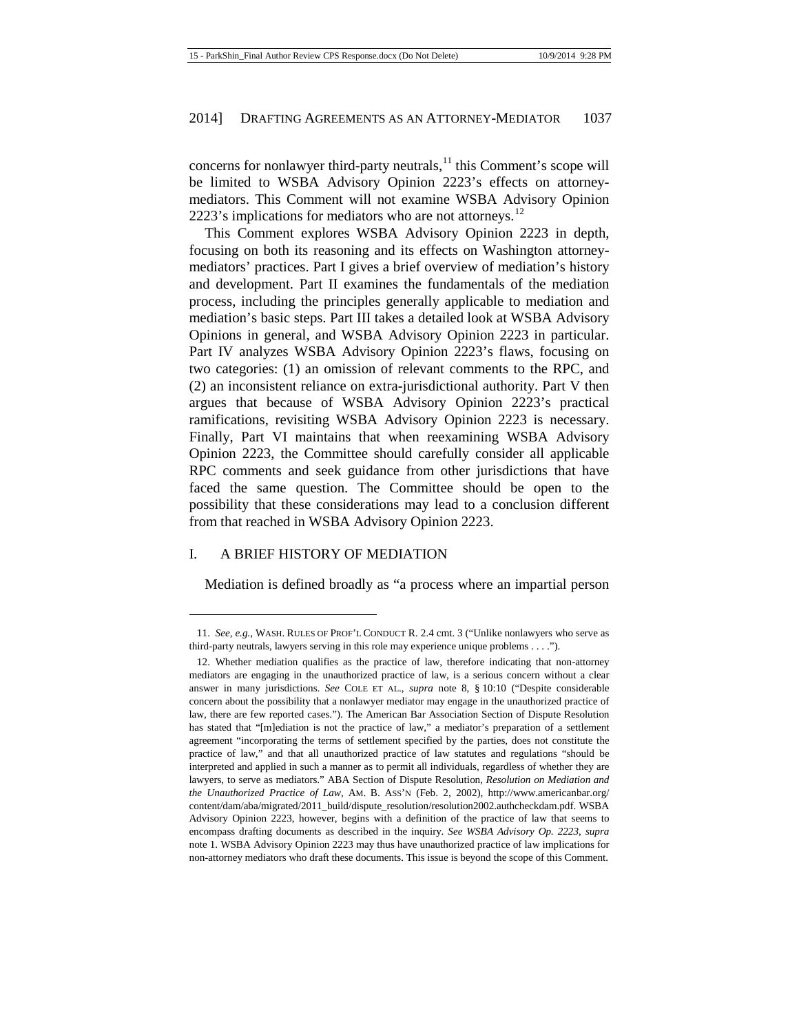concerns for nonlawyer third-party neutrals,[11] this Comment's scope will be limited to WSBA Advisory Opinion 2223's effects on attorney-mediators. This Comment will not examine WSBA Advisory Opinion 2223's implications for mediators who are not attorneys.[12]

This Comment explores WSBA Advisory Opinion 2223 in depth, focusing on both its reasoning and its effects on Washington attorney-mediators' practices. Part I gives a brief overview of mediation's history and development. Part II examines the fundamentals of the mediation process, including the principles generally applicable to mediation and mediation's basic steps. Part III takes a detailed look at WSBA Advisory Opinions in general, and WSBA Advisory Opinion 2223 in particular. Part IV analyzes WSBA Advisory Opinion 2223's flaws, focusing on two categories: (1) an omission of relevant comments to the RPC, and (2) an inconsistent reliance on extra-jurisdictional authority. Part V then argues that because of WSBA Advisory Opinion 2223's practical ramifications, revisiting WSBA Advisory Opinion 2223 is necessary. Finally, Part VI maintains that when reexamining WSBA Advisory Opinion 2223, the Committee should carefully consider all applicable RPC comments and seek guidance from other jurisdictions that have faced the same question. The Committee should be open to the possibility that these considerations may lead to a conclusion different from that reached in WSBA Advisory Opinion 2223.

## I. A BRIEF HISTORY OF MEDIATION

Mediation is defined broadly as "a process where an impartial person

---

11. *See, e.g.*, WASH. RULES OF PROF'L CONDUCT R. 2.4 cmt. 3 ("Unlike nonlawyers who serve as third-party neutrals, lawyers serving in this role may experience unique problems . . . .").

12. Whether mediation qualifies as the practice of law, therefore indicating that non-attorney mediators are engaging in the unauthorized practice of law, is a serious concern without a clear answer in many jurisdictions. *See* COLE ET AL., *supra* note 8, § 10:10 ("Despite considerable concern about the possibility that a nonlawyer mediator may engage in the unauthorized practice of law, there are few reported cases."). The American Bar Association Section of Dispute Resolution has stated that "[m]ediation is not the practice of law," a mediator's preparation of a settlement agreement "incorporating the terms of settlement specified by the parties, does not constitute the practice of law," and that all unauthorized practice of law statutes and regulations "should be interpreted and applied in such a manner as to permit all individuals, regardless of whether they are lawyers, to serve as mediators." ABA Section of Dispute Resolution, *Resolution on Mediation and the Unauthorized Practice of Law*, AM. B. ASS'N (Feb. 2, 2002), http://www.americanbar.org/content/dam/aba/migrated/2011_build/dispute_resolution/resolution2002.authcheckdam.pdf. WSBA Advisory Opinion 2223, however, begins with a definition of the practice of law that seems to encompass drafting documents as described in the inquiry. *See WSBA Advisory Op. 2223*, *supra* note 1. WSBA Advisory Opinion 2223 may thus have unauthorized practice of law implications for non-attorney mediators who draft these documents. This issue is beyond the scope of this Comment.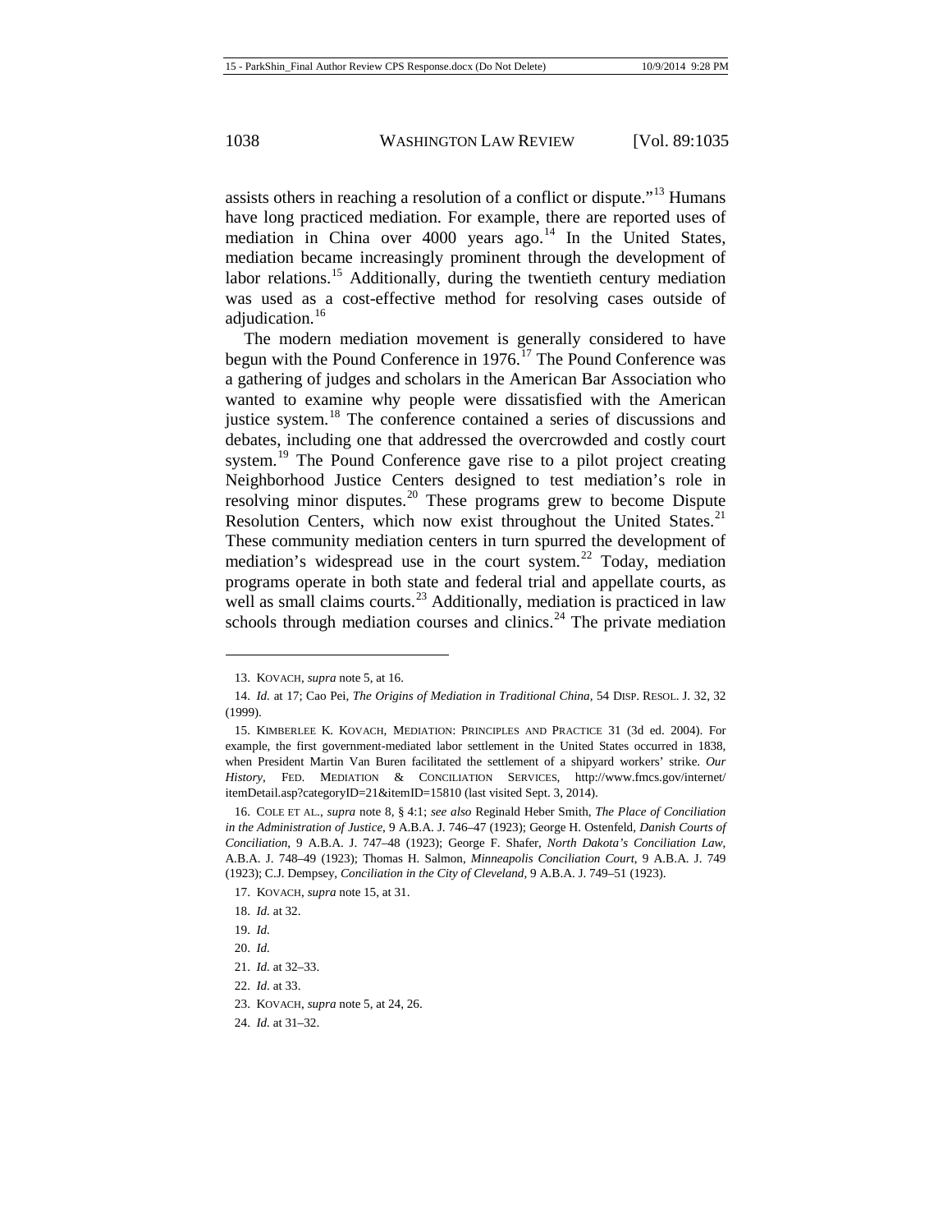assists others in reaching a resolution of a conflict or dispute."[13] Humans have long practiced mediation. For example, there are reported uses of mediation in China over 4000 years ago.[14] In the United States, mediation became increasingly prominent through the development of labor relations.[15] Additionally, during the twentieth century mediation was used as a cost-effective method for resolving cases outside of adjudication.[16]

The modern mediation movement is generally considered to have begun with the Pound Conference in 1976.[17] The Pound Conference was a gathering of judges and scholars in the American Bar Association who wanted to examine why people were dissatisfied with the American justice system.[18] The conference contained a series of discussions and debates, including one that addressed the overcrowded and costly court system.[19] The Pound Conference gave rise to a pilot project creating Neighborhood Justice Centers designed to test mediation's role in resolving minor disputes.[20] These programs grew to become Dispute Resolution Centers, which now exist throughout the United States.[21] These community mediation centers in turn spurred the development of mediation's widespread use in the court system.[22] Today, mediation programs operate in both state and federal trial and appellate courts, as well as small claims courts.[23] Additionally, mediation is practiced in law schools through mediation courses and clinics.[24] The private mediation

---

13. KOVACH, *supra* note 5, at 16.

14. *Id.* at 17; Cao Pei, *The Origins of Mediation in Traditional China*, 54 DISP. RESOL. J. 32, 32 (1999).

15. KIMBERLEE K. KOVACH, MEDIATION: PRINCIPLES AND PRACTICE 31 (3d ed. 2004). For example, the first government-mediated labor settlement in the United States occurred in 1838, when President Martin Van Buren facilitated the settlement of a shipyard workers' strike. *Our History*, FED. MEDIATION & CONCILIATION SERVICES, http://www.fmcs.gov/internet/itemDetail.asp?categoryID=21&itemID=15810 (last visited Sept. 3, 2014).

16. COLE ET AL., *supra* note 8, § 4:1; *see also* Reginald Heber Smith, *The Place of Conciliation in the Administration of Justice*, 9 A.B.A. J. 746–47 (1923); George H. Ostenfeld, *Danish Courts of Conciliation*, 9 A.B.A. J. 747–48 (1923); George F. Shafer, *North Dakota's Conciliation Law*, A.B.A. J. 748–49 (1923); Thomas H. Salmon, *Minneapolis Conciliation Court*, 9 A.B.A. J. 749 (1923); C.J. Dempsey, *Conciliation in the City of Cleveland*, 9 A.B.A. J. 749–51 (1923).

17. KOVACH, *supra* note 15, at 31.

18. *Id.* at 32.

19. *Id.*

20. *Id.*

21. *Id.* at 32–33.

22. *Id.* at 33.

23. KOVACH, *supra* note 5, at 24, 26.

24. *Id.* at 31–32.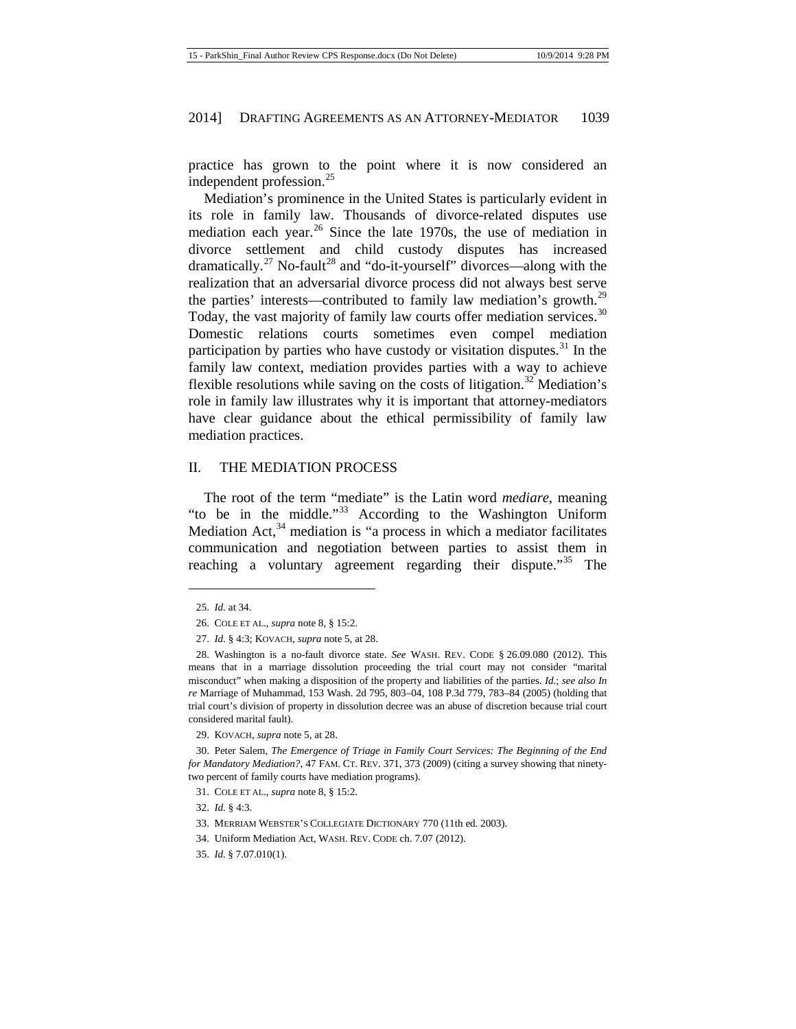practice has grown to the point where it is now considered an independent profession.[25]

Mediation's prominence in the United States is particularly evident in its role in family law. Thousands of divorce-related disputes use mediation each year.[26] Since the late 1970s, the use of mediation in divorce settlement and child custody disputes has increased dramatically.[27] No-fault[28] and "do-it-yourself" divorces—along with the realization that an adversarial divorce process did not always best serve the parties' interests—contributed to family law mediation's growth.[29] Today, the vast majority of family law courts offer mediation services.[30] Domestic relations courts sometimes even compel mediation participation by parties who have custody or visitation disputes.[31] In the family law context, mediation provides parties with a way to achieve flexible resolutions while saving on the costs of litigation.[32] Mediation's role in family law illustrates why it is important that attorney-mediators have clear guidance about the ethical permissibility of family law mediation practices.

## II. THE MEDIATION PROCESS

The root of the term "mediate" is the Latin word *mediare*, meaning "to be in the middle."[33] According to the Washington Uniform Mediation Act,[34] mediation is "a process in which a mediator facilitates communication and negotiation between parties to assist them in reaching a voluntary agreement regarding their dispute."[35] The

---

25. *Id.* at 34.

26. COLE ET AL., *supra* note 8, § 15:2.

27. *Id.* § 4:3; KOVACH, *supra* note 5, at 28.

28. Washington is a no-fault divorce state. *See* WASH. REV. CODE § 26.09.080 (2012). This means that in a marriage dissolution proceeding the trial court may not consider "marital misconduct" when making a disposition of the property and liabilities of the parties. *Id.*; *see also In re* Marriage of Muhammad, 153 Wash. 2d 795, 803–04, 108 P.3d 779, 783–84 (2005) (holding that trial court's division of property in dissolution decree was an abuse of discretion because trial court considered marital fault).

29. KOVACH, *supra* note 5, at 28.

30. Peter Salem, *The Emergence of Triage in Family Court Services: The Beginning of the End for Mandatory Mediation?*, 47 FAM. CT. REV. 371, 373 (2009) (citing a survey showing that ninety-two percent of family courts have mediation programs).

31. COLE ET AL., *supra* note 8, § 15:2.

32. *Id.* § 4:3.

33. MERRIAM WEBSTER'S COLLEGIATE DICTIONARY 770 (11th ed. 2003).

34. Uniform Mediation Act, WASH. REV. CODE ch. 7.07 (2012).

35. *Id.* § 7.07.010(1).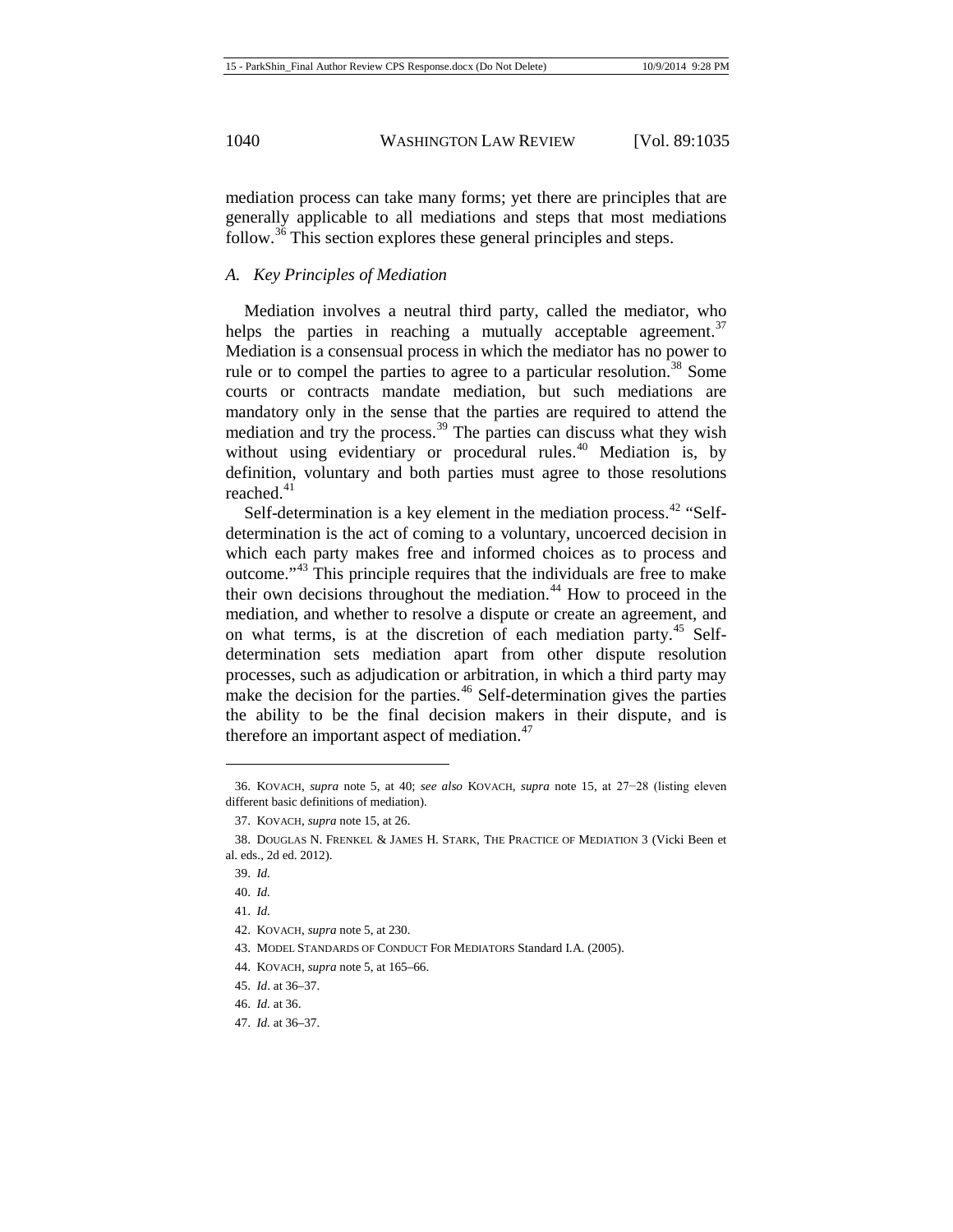mediation process can take many forms; yet there are principles that are generally applicable to all mediations and steps that most mediations follow.[36] This section explores these general principles and steps.

### *A. Key Principles of Mediation*

Mediation involves a neutral third party, called the mediator, who helps the parties in reaching a mutually acceptable agreement.[37] Mediation is a consensual process in which the mediator has no power to rule or to compel the parties to agree to a particular resolution.[38] Some courts or contracts mandate mediation, but such mediations are mandatory only in the sense that the parties are required to attend the mediation and try the process.[39] The parties can discuss what they wish without using evidentiary or procedural rules.[40] Mediation is, by definition, voluntary and both parties must agree to those resolutions reached.[41]

Self-determination is a key element in the mediation process.[42] "Self-determination is the act of coming to a voluntary, uncoerced decision in which each party makes free and informed choices as to process and outcome."[43] This principle requires that the individuals are free to make their own decisions throughout the mediation.[44] How to proceed in the mediation, and whether to resolve a dispute or create an agreement, and on what terms, is at the discretion of each mediation party.[45] Self-determination sets mediation apart from other dispute resolution processes, such as adjudication or arbitration, in which a third party may make the decision for the parties.[46] Self-determination gives the parties the ability to be the final decision makers in their dispute, and is therefore an important aspect of mediation.[47]

---

36. KOVACH, *supra* note 5, at 40; *see also* KOVACH, *supra* note 15, at 27−28 (listing eleven different basic definitions of mediation).

37. KOVACH, *supra* note 15, at 26.

38. DOUGLAS N. FRENKEL & JAMES H. STARK, THE PRACTICE OF MEDIATION 3 (Vicki Been et al. eds., 2d ed. 2012).

39. *Id.*

40. *Id.*

41. *Id.*

42. KOVACH, *supra* note 5, at 230.

43. MODEL STANDARDS OF CONDUCT FOR MEDIATORS Standard I.A. (2005).

44. KOVACH, *supra* note 5, at 165–66.

45. *Id.* at 36–37.

46. *Id.* at 36.

47. *Id.* at 36–37.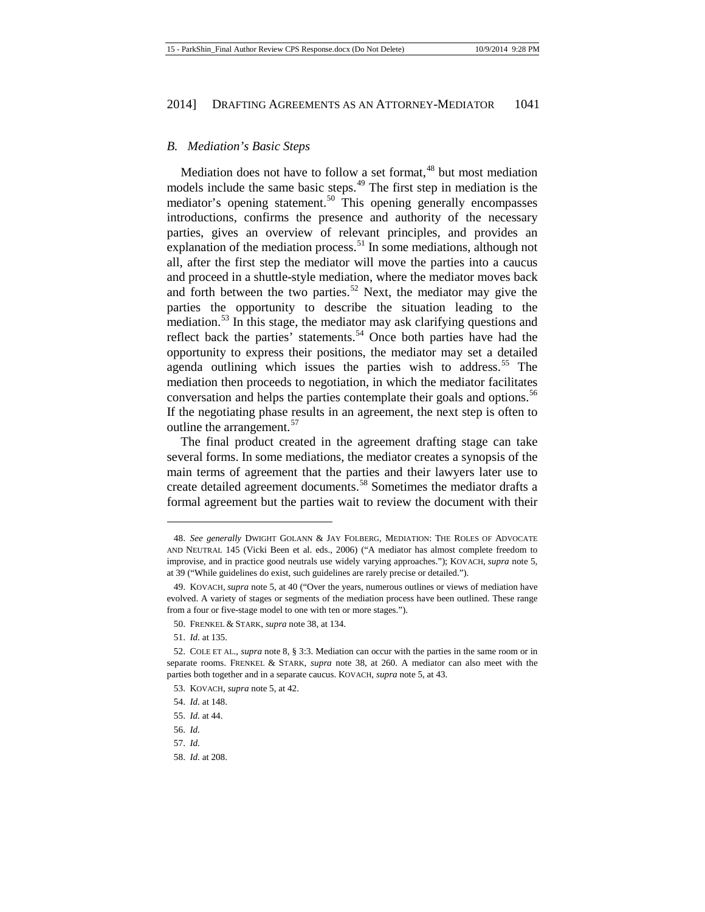### *B. Mediation's Basic Steps*

Mediation does not have to follow a set format,[48] but most mediation models include the same basic steps.[49] The first step in mediation is the mediator's opening statement.[50] This opening generally encompasses introductions, confirms the presence and authority of the necessary parties, gives an overview of relevant principles, and provides an explanation of the mediation process.[51] In some mediations, although not all, after the first step the mediator will move the parties into a caucus and proceed in a shuttle-style mediation, where the mediator moves back and forth between the two parties.[52] Next, the mediator may give the parties the opportunity to describe the situation leading to the mediation.[53] In this stage, the mediator may ask clarifying questions and reflect back the parties' statements.[54] Once both parties have had the opportunity to express their positions, the mediator may set a detailed agenda outlining which issues the parties wish to address.[55] The mediation then proceeds to negotiation, in which the mediator facilitates conversation and helps the parties contemplate their goals and options.[56] If the negotiating phase results in an agreement, the next step is often to outline the arrangement.[57]

The final product created in the agreement drafting stage can take several forms. In some mediations, the mediator creates a synopsis of the main terms of agreement that the parties and their lawyers later use to create detailed agreement documents.[58] Sometimes the mediator drafts a formal agreement but the parties wait to review the document with their

---

48. *See generally* DWIGHT GOLANN & JAY FOLBERG, MEDIATION: THE ROLES OF ADVOCATE AND NEUTRAL 145 (Vicki Been et al. eds., 2006) ("A mediator has almost complete freedom to improvise, and in practice good neutrals use widely varying approaches."); KOVACH, *supra* note 5, at 39 ("While guidelines do exist, such guidelines are rarely precise or detailed.").

49. KOVACH, *supra* note 5, at 40 ("Over the years, numerous outlines or views of mediation have evolved. A variety of stages or segments of the mediation process have been outlined. These range from a four or five-stage model to one with ten or more stages.").

50. FRENKEL & STARK, *supra* note 38, at 134.

51. *Id.* at 135.

52. COLE ET AL., *supra* note 8, § 3:3. Mediation can occur with the parties in the same room or in separate rooms. FRENKEL & STARK, *supra* note 38, at 260. A mediator can also meet with the parties both together and in a separate caucus. KOVACH, *supra* note 5, at 43.

53. KOVACH, *supra* note 5, at 42.

54. *Id.* at 148.

55. *Id.* at 44.

56. *Id.*

57. *Id.*

58. *Id.* at 208.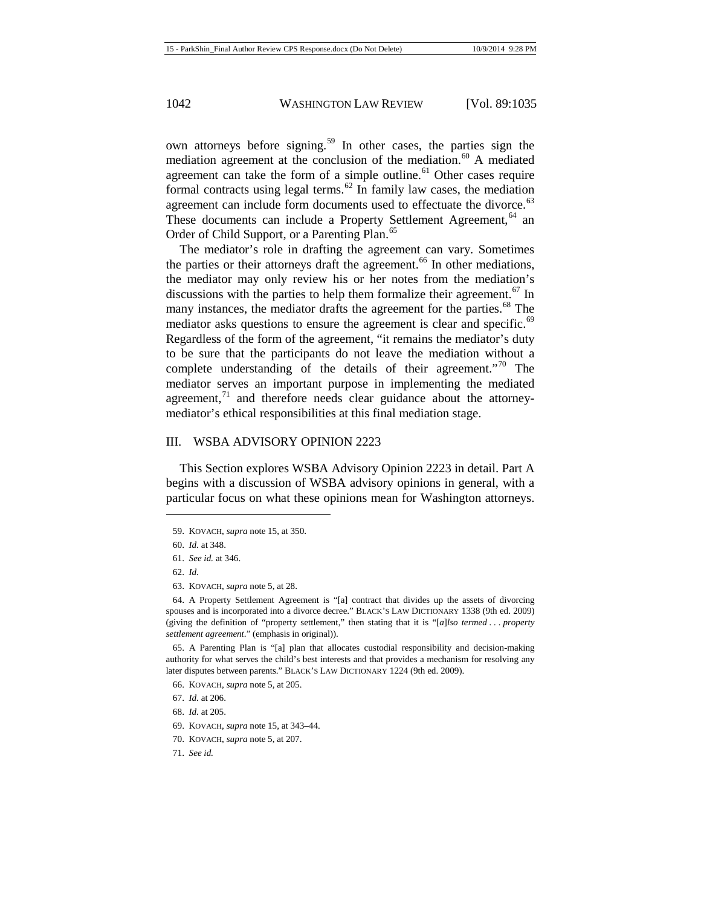own attorneys before signing.[59] In other cases, the parties sign the mediation agreement at the conclusion of the mediation.[60] A mediated agreement can take the form of a simple outline.[61] Other cases require formal contracts using legal terms.[62] In family law cases, the mediation agreement can include form documents used to effectuate the divorce.[63] These documents can include a Property Settlement Agreement,[64] an Order of Child Support, or a Parenting Plan.[65]

The mediator's role in drafting the agreement can vary. Sometimes the parties or their attorneys draft the agreement.[66] In other mediations, the mediator may only review his or her notes from the mediation's discussions with the parties to help them formalize their agreement.[67] In many instances, the mediator drafts the agreement for the parties.[68] The mediator asks questions to ensure the agreement is clear and specific.[69] Regardless of the form of the agreement, "it remains the mediator's duty to be sure that the participants do not leave the mediation without a complete understanding of the details of their agreement."[70] The mediator serves an important purpose in implementing the mediated agreement,[71] and therefore needs clear guidance about the attorney-mediator's ethical responsibilities at this final mediation stage.

## III. WSBA ADVISORY OPINION 2223

This Section explores WSBA Advisory Opinion 2223 in detail. Part A begins with a discussion of WSBA advisory opinions in general, with a particular focus on what these opinions mean for Washington attorneys.

---

59. KOVACH, *supra* note 15, at 350.

60. *Id.* at 348.

61. *See id.* at 346.

62. *Id.*

63. KOVACH, *supra* note 5, at 28.

64. A Property Settlement Agreement is "[a] contract that divides up the assets of divorcing spouses and is incorporated into a divorce decree." BLACK'S LAW DICTIONARY 1338 (9th ed. 2009) (giving the definition of "property settlement," then stating that it is "[*a*]*lso termed . . . property settlement agreement*." (emphasis in original)).

65. A Parenting Plan is "[a] plan that allocates custodial responsibility and decision-making authority for what serves the child's best interests and that provides a mechanism for resolving any later disputes between parents." BLACK'S LAW DICTIONARY 1224 (9th ed. 2009).

66. KOVACH, *supra* note 5, at 205.

67. *Id.* at 206.

68. *Id.* at 205.

69. KOVACH, *supra* note 15, at 343–44.

70. KOVACH, *supra* note 5, at 207.

71. *See id.*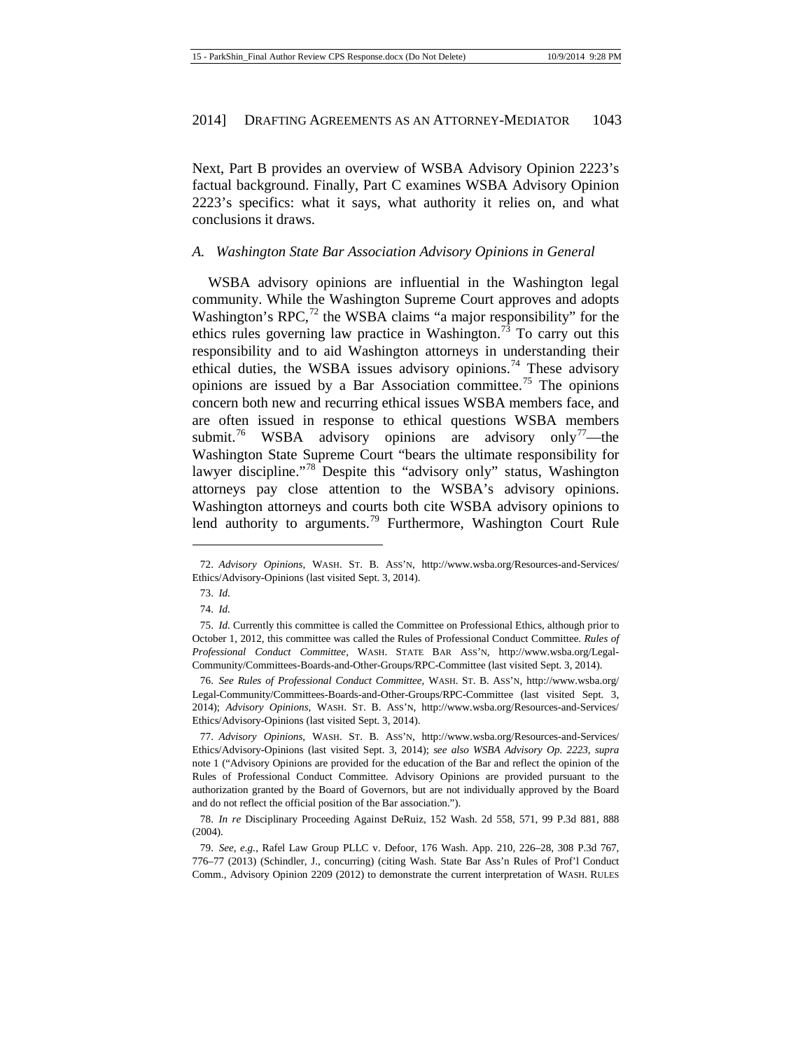Next, Part B provides an overview of WSBA Advisory Opinion 2223's factual background. Finally, Part C examines WSBA Advisory Opinion 2223's specifics: what it says, what authority it relies on, and what conclusions it draws.

### *A. Washington State Bar Association Advisory Opinions in General*

WSBA advisory opinions are influential in the Washington legal community. While the Washington Supreme Court approves and adopts Washington's RPC,[72] the WSBA claims "a major responsibility" for the ethics rules governing law practice in Washington.[73] To carry out this responsibility and to aid Washington attorneys in understanding their ethical duties, the WSBA issues advisory opinions.[74] These advisory opinions are issued by a Bar Association committee.[75] The opinions concern both new and recurring ethical issues WSBA members face, and are often issued in response to ethical questions WSBA members submit.[76] WSBA advisory opinions are advisory only[77]—the Washington State Supreme Court "bears the ultimate responsibility for lawyer discipline."[78] Despite this "advisory only" status, Washington attorneys pay close attention to the WSBA's advisory opinions. Washington attorneys and courts both cite WSBA advisory opinions to lend authority to arguments.[79] Furthermore, Washington Court Rule

---

72. *Advisory Opinions*, WASH. ST. B. ASS'N, http://www.wsba.org/Resources-and-Services/Ethics/Advisory-Opinions (last visited Sept. 3, 2014).

73. *Id.*

74. *Id.*

75. *Id.* Currently this committee is called the Committee on Professional Ethics, although prior to October 1, 2012, this committee was called the Rules of Professional Conduct Committee. *Rules of Professional Conduct Committee*, WASH. STATE BAR ASS'N, http://www.wsba.org/Legal-Community/Committees-Boards-and-Other-Groups/RPC-Committee (last visited Sept. 3, 2014).

76. *See Rules of Professional Conduct Committee*, WASH. ST. B. ASS'N, http://www.wsba.org/Legal-Community/Committees-Boards-and-Other-Groups/RPC-Committee (last visited Sept. 3, 2014); *Advisory Opinions*, WASH. ST. B. ASS'N, http://www.wsba.org/Resources-and-Services/Ethics/Advisory-Opinions (last visited Sept. 3, 2014).

77. *Advisory Opinions*, WASH. ST. B. ASS'N, http://www.wsba.org/Resources-and-Services/Ethics/Advisory-Opinions (last visited Sept. 3, 2014); *see also WSBA Advisory Op. 2223*, *supra* note 1 ("Advisory Opinions are provided for the education of the Bar and reflect the opinion of the Rules of Professional Conduct Committee. Advisory Opinions are provided pursuant to the authorization granted by the Board of Governors, but are not individually approved by the Board and do not reflect the official position of the Bar association.").

78. *In re* Disciplinary Proceeding Against DeRuiz, 152 Wash. 2d 558, 571, 99 P.3d 881, 888 (2004).

79. *See, e.g.*, Rafel Law Group PLLC v. Defoor, 176 Wash. App. 210, 226–28, 308 P.3d 767, 776–77 (2013) (Schindler, J., concurring) (citing Wash. State Bar Ass'n Rules of Prof'l Conduct Comm., Advisory Opinion 2209 (2012) to demonstrate the current interpretation of WASH. RULES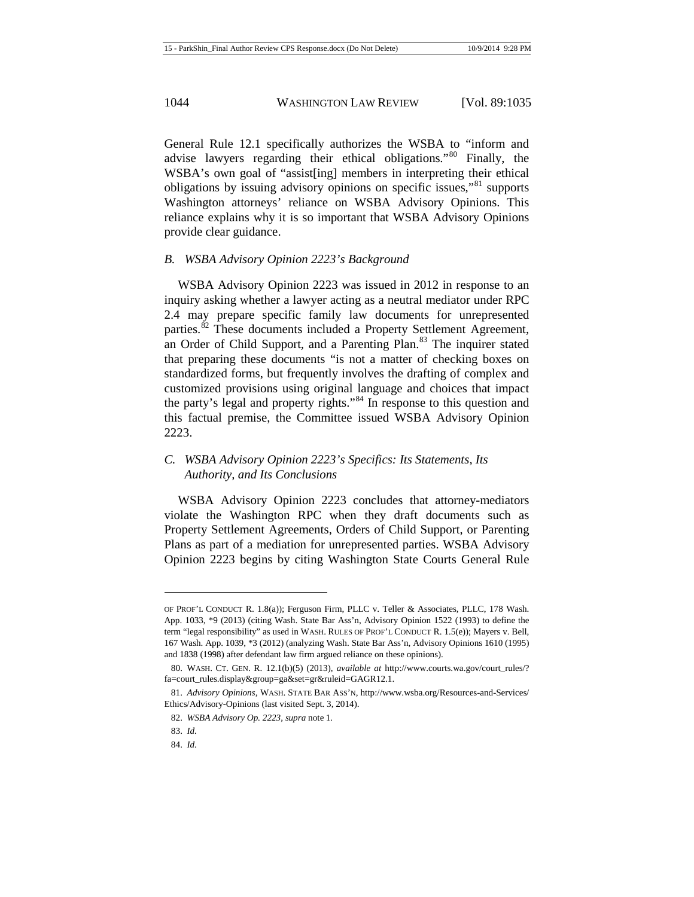General Rule 12.1 specifically authorizes the WSBA to "inform and advise lawyers regarding their ethical obligations."[80] Finally, the WSBA's own goal of "assist[ing] members in interpreting their ethical obligations by issuing advisory opinions on specific issues,"[81] supports Washington attorneys' reliance on WSBA Advisory Opinions. This reliance explains why it is so important that WSBA Advisory Opinions provide clear guidance.

### *B. WSBA Advisory Opinion 2223's Background*

WSBA Advisory Opinion 2223 was issued in 2012 in response to an inquiry asking whether a lawyer acting as a neutral mediator under RPC 2.4 may prepare specific family law documents for unrepresented parties.[82] These documents included a Property Settlement Agreement, an Order of Child Support, and a Parenting Plan.[83] The inquirer stated that preparing these documents "is not a matter of checking boxes on standardized forms, but frequently involves the drafting of complex and customized provisions using original language and choices that impact the party's legal and property rights."[84] In response to this question and this factual premise, the Committee issued WSBA Advisory Opinion 2223.

### *C. WSBA Advisory Opinion 2223's Specifics: Its Statements, Its Authority, and Its Conclusions*

WSBA Advisory Opinion 2223 concludes that attorney-mediators violate the Washington RPC when they draft documents such as Property Settlement Agreements, Orders of Child Support, or Parenting Plans as part of a mediation for unrepresented parties. WSBA Advisory Opinion 2223 begins by citing Washington State Courts General Rule

---

OF PROF'L CONDUCT R. 1.8(a)); Ferguson Firm, PLLC v. Teller & Associates, PLLC, 178 Wash. App. 1033, *9 (2013) (citing Wash. State Bar Ass'n, Advisory Opinion 1522 (1993) to define the term "legal responsibility" as used in WASH. RULES OF PROF'L CONDUCT R. 1.5(e)); Mayers v. Bell, 167 Wash. App. 1039, *3 (2012) (analyzing Wash. State Bar Ass'n, Advisory Opinions 1610 (1995) and 1838 (1998) after defendant law firm argued reliance on these opinions).

80. WASH. CT. GEN. R. 12.1(b)(5) (2013), *available at* http://www.courts.wa.gov/court_rules/?fa=court_rules.display&group=ga&set=gr&ruleid=GAGR12.1.

81. *Advisory Opinions*, WASH. STATE BAR ASS'N, http://www.wsba.org/Resources-and-Services/Ethics/Advisory-Opinions (last visited Sept. 3, 2014).

82. *WSBA Advisory Op. 2223*, *supra* note 1.

83. *Id.*

84. *Id.*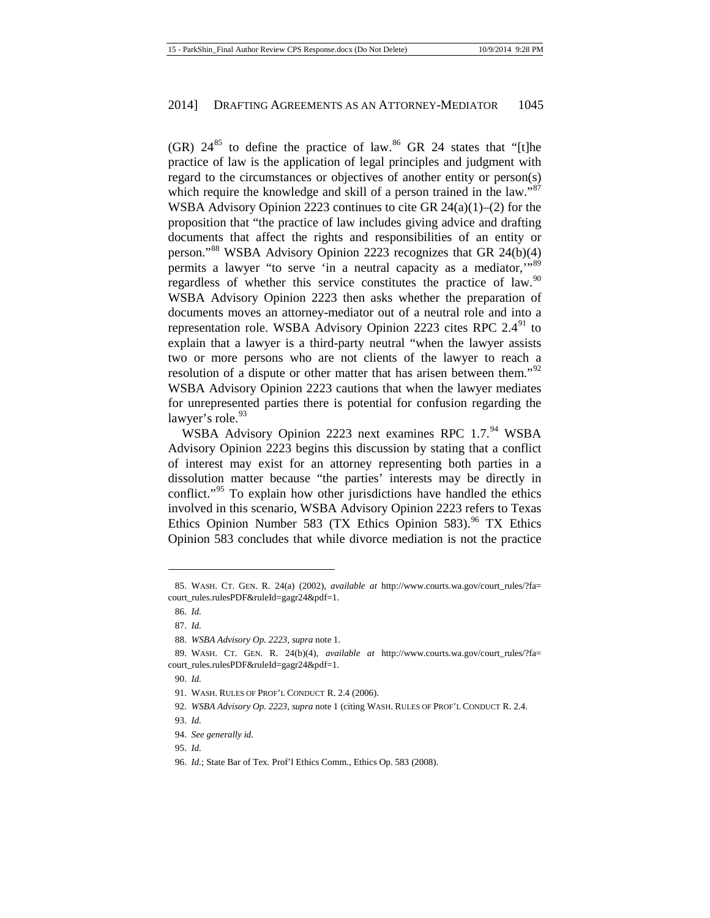(GR) 24[85] to define the practice of law.[86] GR 24 states that "[t]he practice of law is the application of legal principles and judgment with regard to the circumstances or objectives of another entity or person(s) which require the knowledge and skill of a person trained in the law."[87] WSBA Advisory Opinion 2223 continues to cite GR 24(a)(1)–(2) for the proposition that "the practice of law includes giving advice and drafting documents that affect the rights and responsibilities of an entity or person."[88] WSBA Advisory Opinion 2223 recognizes that GR 24(b)(4) permits a lawyer "to serve 'in a neutral capacity as a mediator,'"[89] regardless of whether this service constitutes the practice of law.[90] WSBA Advisory Opinion 2223 then asks whether the preparation of documents moves an attorney-mediator out of a neutral role and into a representation role. WSBA Advisory Opinion 2223 cites RPC 2.4[91] to explain that a lawyer is a third-party neutral "when the lawyer assists two or more persons who are not clients of the lawyer to reach a resolution of a dispute or other matter that has arisen between them."[92] WSBA Advisory Opinion 2223 cautions that when the lawyer mediates for unrepresented parties there is potential for confusion regarding the lawyer's role.[93]

WSBA Advisory Opinion 2223 next examines RPC 1.7.[94] WSBA Advisory Opinion 2223 begins this discussion by stating that a conflict of interest may exist for an attorney representing both parties in a dissolution matter because "the parties' interests may be directly in conflict."[95] To explain how other jurisdictions have handled the ethics involved in this scenario, WSBA Advisory Opinion 2223 refers to Texas Ethics Opinion Number 583 (TX Ethics Opinion 583).[96] TX Ethics Opinion 583 concludes that while divorce mediation is not the practice

---

85. WASH. CT. GEN. R. 24(a) (2002), *available at* http://www.courts.wa.gov/court_rules/?fa=court_rules.rulesPDF&ruleId=gagr24&pdf=1.

86. *Id.*

87. *Id.*

88. *WSBA Advisory Op. 2223*, *supra* note 1.

89. WASH. CT. GEN. R. 24(b)(4), *available at* http://www.courts.wa.gov/court_rules/?fa=court_rules.rulesPDF&ruleId=gagr24&pdf=1.

90. *Id.*

91. WASH. RULES OF PROF'L CONDUCT R. 2.4 (2006).

92. *WSBA Advisory Op. 2223*, *supra* note 1 (citing WASH. RULES OF PROF'L CONDUCT R. 2.4.

93. *Id.*

94. *See generally id.*

95. *Id.*

96. *Id.*; State Bar of Tex. Prof'l Ethics Comm., Ethics Op. 583 (2008).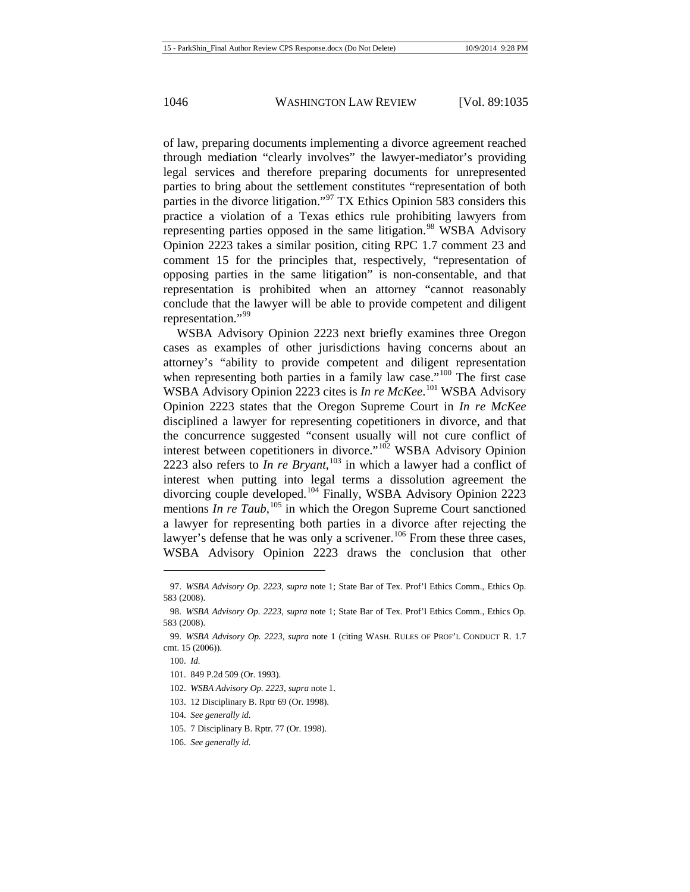of law, preparing documents implementing a divorce agreement reached through mediation "clearly involves" the lawyer-mediator's providing legal services and therefore preparing documents for unrepresented parties to bring about the settlement constitutes "representation of both parties in the divorce litigation."[97] TX Ethics Opinion 583 considers this practice a violation of a Texas ethics rule prohibiting lawyers from representing parties opposed in the same litigation.[98] WSBA Advisory Opinion 2223 takes a similar position, citing RPC 1.7 comment 23 and comment 15 for the principles that, respectively, "representation of opposing parties in the same litigation" is non-consentable, and that representation is prohibited when an attorney "cannot reasonably conclude that the lawyer will be able to provide competent and diligent representation."[99]

WSBA Advisory Opinion 2223 next briefly examines three Oregon cases as examples of other jurisdictions having concerns about an attorney's "ability to provide competent and diligent representation when representing both parties in a family law case."[100] The first case WSBA Advisory Opinion 2223 cites is *In re McKee*.[101] WSBA Advisory Opinion 2223 states that the Oregon Supreme Court in *In re McKee* disciplined a lawyer for representing copetitioners in divorce, and that the concurrence suggested "consent usually will not cure conflict of interest between copetitioners in divorce."[102] WSBA Advisory Opinion 2223 also refers to *In re Bryant*,[103] in which a lawyer had a conflict of interest when putting into legal terms a dissolution agreement the divorcing couple developed.[104] Finally, WSBA Advisory Opinion 2223 mentions *In re Taub*,[105] in which the Oregon Supreme Court sanctioned a lawyer for representing both parties in a divorce after rejecting the lawyer's defense that he was only a scrivener.[106] From these three cases, WSBA Advisory Opinion 2223 draws the conclusion that other

---

97. *WSBA Advisory Op. 2223*, *supra* note 1; State Bar of Tex. Prof'l Ethics Comm., Ethics Op. 583 (2008).

98. *WSBA Advisory Op. 2223*, *supra* note 1; State Bar of Tex. Prof'l Ethics Comm., Ethics Op. 583 (2008).

99. *WSBA Advisory Op. 2223*, *supra* note 1 (citing WASH. RULES OF PROF'L CONDUCT R. 1.7 cmt. 15 (2006)).

100. *Id.*

101. 849 P.2d 509 (Or. 1993).

102. *WSBA Advisory Op. 2223*, *supra* note 1.

103. 12 Disciplinary B. Rptr 69 (Or. 1998).

104. *See generally id.*

105. 7 Disciplinary B. Rptr. 77 (Or. 1998).

106. *See generally id.*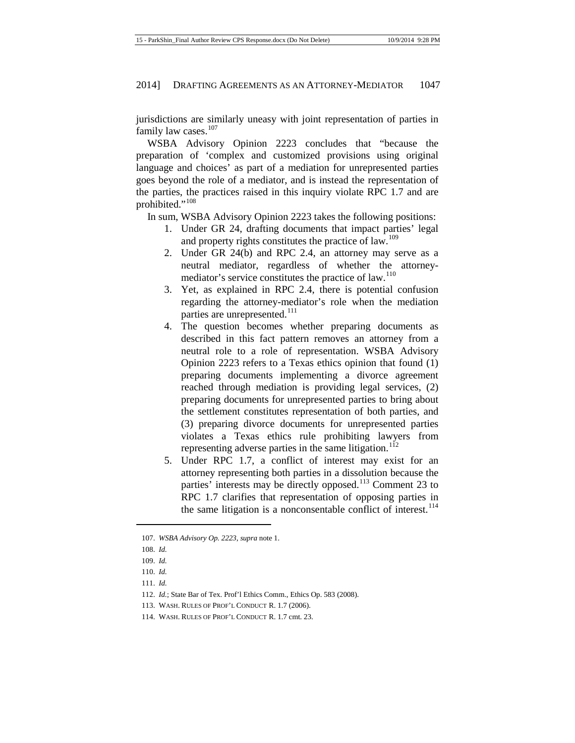jurisdictions are similarly uneasy with joint representation of parties in family law cases.[107]

WSBA Advisory Opinion 2223 concludes that "because the preparation of 'complex and customized provisions using original language and choices' as part of a mediation for unrepresented parties goes beyond the role of a mediator, and is instead the representation of the parties, the practices raised in this inquiry violate RPC 1.7 and are prohibited."[108]

In sum, WSBA Advisory Opinion 2223 takes the following positions:

1. Under GR 24, drafting documents that impact parties' legal and property rights constitutes the practice of law.[109]
2. Under GR 24(b) and RPC 2.4, an attorney may serve as a neutral mediator, regardless of whether the attorney-mediator's service constitutes the practice of law.[110]
3. Yet, as explained in RPC 2.4, there is potential confusion regarding the attorney-mediator's role when the mediation parties are unrepresented.[111]
4. The question becomes whether preparing documents as described in this fact pattern removes an attorney from a neutral role to a role of representation. WSBA Advisory Opinion 2223 refers to a Texas ethics opinion that found (1) preparing documents implementing a divorce agreement reached through mediation is providing legal services, (2) preparing documents for unrepresented parties to bring about the settlement constitutes representation of both parties, and (3) preparing divorce documents for unrepresented parties violates a Texas ethics rule prohibiting lawyers from representing adverse parties in the same litigation.[112]
5. Under RPC 1.7, a conflict of interest may exist for an attorney representing both parties in a dissolution because the parties' interests may be directly opposed.[113] Comment 23 to RPC 1.7 clarifies that representation of opposing parties in the same litigation is a nonconsentable conflict of interest.[114]

---

107. *WSBA Advisory Op. 2223*, *supra* note 1.

108. *Id.*

109. *Id.*

110. *Id.*

111. *Id.*

112. *Id.*; State Bar of Tex. Prof'l Ethics Comm., Ethics Op. 583 (2008).

113. WASH. RULES OF PROF'L CONDUCT R. 1.7 (2006).

114. WASH. RULES OF PROF'L CONDUCT R. 1.7 cmt. 23.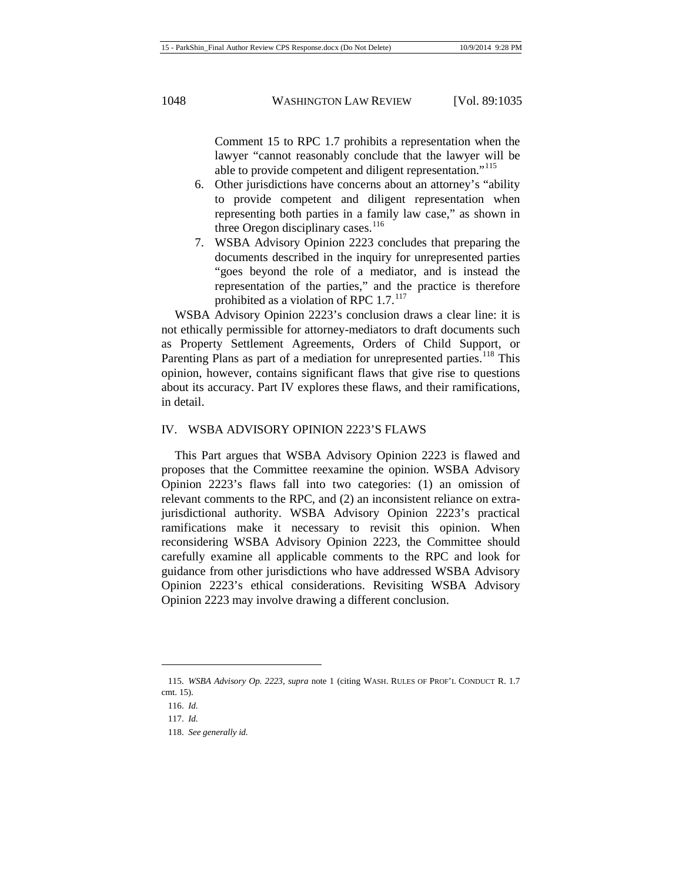Comment 15 to RPC 1.7 prohibits a representation when the lawyer "cannot reasonably conclude that the lawyer will be able to provide competent and diligent representation."[115]

6. Other jurisdictions have concerns about an attorney's "ability to provide competent and diligent representation when representing both parties in a family law case," as shown in three Oregon disciplinary cases.[116]
7. WSBA Advisory Opinion 2223 concludes that preparing the documents described in the inquiry for unrepresented parties "goes beyond the role of a mediator, and is instead the representation of the parties," and the practice is therefore prohibited as a violation of RPC 1.7.[117]

WSBA Advisory Opinion 2223's conclusion draws a clear line: it is not ethically permissible for attorney-mediators to draft documents such as Property Settlement Agreements, Orders of Child Support, or Parenting Plans as part of a mediation for unrepresented parties.[118] This opinion, however, contains significant flaws that give rise to questions about its accuracy. Part IV explores these flaws, and their ramifications, in detail.

## IV. WSBA ADVISORY OPINION 2223'S FLAWS

This Part argues that WSBA Advisory Opinion 2223 is flawed and proposes that the Committee reexamine the opinion. WSBA Advisory Opinion 2223's flaws fall into two categories: (1) an omission of relevant comments to the RPC, and (2) an inconsistent reliance on extra-jurisdictional authority. WSBA Advisory Opinion 2223's practical ramifications make it necessary to revisit this opinion. When reconsidering WSBA Advisory Opinion 2223, the Committee should carefully examine all applicable comments to the RPC and look for guidance from other jurisdictions who have addressed WSBA Advisory Opinion 2223's ethical considerations. Revisiting WSBA Advisory Opinion 2223 may involve drawing a different conclusion.

---

115. *WSBA Advisory Op. 2223*, *supra* note 1 (citing WASH. RULES OF PROF'L CONDUCT R. 1.7 cmt. 15).

116. *Id.*

117. *Id.*

118. *See generally id.*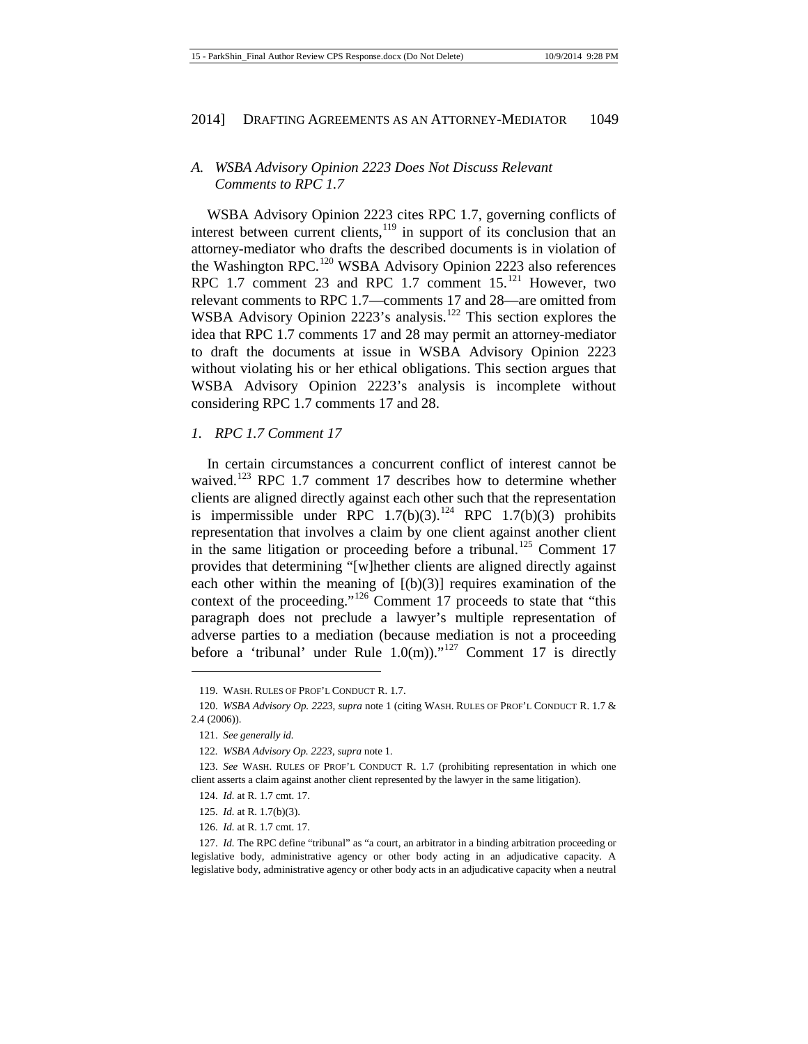### A. *WSBA Advisory Opinion 2223 Does Not Discuss Relevant Comments to RPC 1.7*

WSBA Advisory Opinion 2223 cites RPC 1.7, governing conflicts of interest between current clients,[119] in support of its conclusion that an attorney-mediator who drafts the described documents is in violation of the Washington RPC.[120] WSBA Advisory Opinion 2223 also references RPC 1.7 comment 23 and RPC 1.7 comment 15.[121] However, two relevant comments to RPC 1.7—comments 17 and 28—are omitted from WSBA Advisory Opinion 2223's analysis.[122] This section explores the idea that RPC 1.7 comments 17 and 28 may permit an attorney-mediator to draft the documents at issue in WSBA Advisory Opinion 2223 without violating his or her ethical obligations. This section argues that WSBA Advisory Opinion 2223's analysis is incomplete without considering RPC 1.7 comments 17 and 28.

#### 1. *RPC 1.7 Comment 17*

In certain circumstances a concurrent conflict of interest cannot be waived.[123] RPC 1.7 comment 17 describes how to determine whether clients are aligned directly against each other such that the representation is impermissible under RPC 1.7(b)(3).[124] RPC 1.7(b)(3) prohibits representation that involves a claim by one client against another client in the same litigation or proceeding before a tribunal.[125] Comment 17 provides that determining "[w]hether clients are aligned directly against each other within the meaning of [(b)(3)] requires examination of the context of the proceeding."[126] Comment 17 proceeds to state that "this paragraph does not preclude a lawyer's multiple representation of adverse parties to a mediation (because mediation is not a proceeding before a 'tribunal' under Rule 1.0(m))."[127] Comment 17 is directly

---

119. WASH. RULES OF PROF'L CONDUCT R. 1.7.

120. *WSBA Advisory Op. 2223*, *supra* note 1 (citing WASH. RULES OF PROF'L CONDUCT R. 1.7 & 2.4 (2006)).

121. *See generally id.*

122. *WSBA Advisory Op. 2223*, *supra* note 1.

123. *See* WASH. RULES OF PROF'L CONDUCT R. 1.7 (prohibiting representation in which one client asserts a claim against another client represented by the lawyer in the same litigation).

124. *Id.* at R. 1.7 cmt. 17.

125. *Id.* at R. 1.7(b)(3).

126. *Id.* at R. 1.7 cmt. 17.

127. *Id.* The RPC define "tribunal" as "a court, an arbitrator in a binding arbitration proceeding or legislative body, administrative agency or other body acting in an adjudicative capacity. A legislative body, administrative agency or other body acts in an adjudicative capacity when a neutral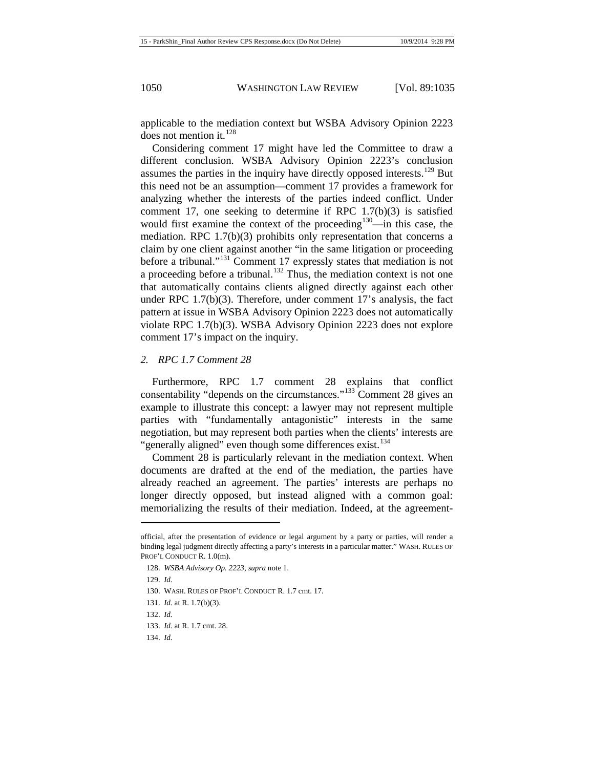applicable to the mediation context but WSBA Advisory Opinion 2223 does not mention it.[128]

Considering comment 17 might have led the Committee to draw a different conclusion. WSBA Advisory Opinion 2223's conclusion assumes the parties in the inquiry have directly opposed interests.[129] But this need not be an assumption—comment 17 provides a framework for analyzing whether the interests of the parties indeed conflict. Under comment 17, one seeking to determine if RPC 1.7(b)(3) is satisfied would first examine the context of the proceeding[130]—in this case, the mediation. RPC 1.7(b)(3) prohibits only representation that concerns a claim by one client against another "in the same litigation or proceeding before a tribunal."[131] Comment 17 expressly states that mediation is not a proceeding before a tribunal.[132] Thus, the mediation context is not one that automatically contains clients aligned directly against each other under RPC 1.7(b)(3). Therefore, under comment 17's analysis, the fact pattern at issue in WSBA Advisory Opinion 2223 does not automatically violate RPC 1.7(b)(3). WSBA Advisory Opinion 2223 does not explore comment 17's impact on the inquiry.

### *2. RPC 1.7 Comment 28*

Furthermore, RPC 1.7 comment 28 explains that conflict consentability "depends on the circumstances."[133] Comment 28 gives an example to illustrate this concept: a lawyer may not represent multiple parties with "fundamentally antagonistic" interests in the same negotiation, but may represent both parties when the clients' interests are "generally aligned" even though some differences exist.[134]

Comment 28 is particularly relevant in the mediation context. When documents are drafted at the end of the mediation, the parties have already reached an agreement. The parties' interests are perhaps no longer directly opposed, but instead aligned with a common goal: memorializing the results of their mediation. Indeed, at the agreement-

---

official, after the presentation of evidence or legal argument by a party or parties, will render a binding legal judgment directly affecting a party's interests in a particular matter." WASH. RULES OF PROF'L CONDUCT R. 1.0(m).

128. *WSBA Advisory Op. 2223*, *supra* note 1.

129. *Id.*

130. WASH. RULES OF PROF'L CONDUCT R. 1.7 cmt. 17.

131. *Id.* at R. 1.7(b)(3).

132. *Id.*

133. *Id.* at R. 1.7 cmt. 28.

134. *Id.*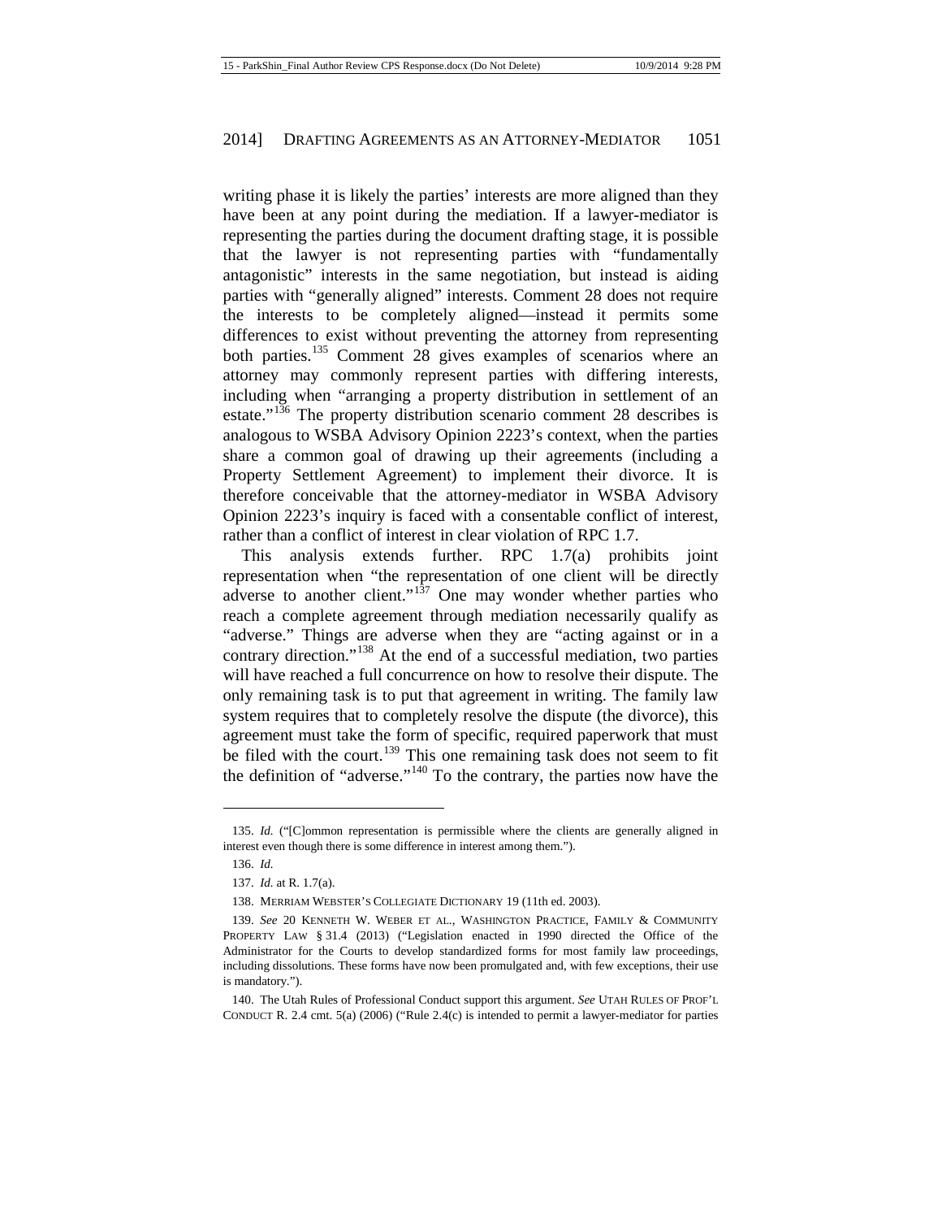writing phase it is likely the parties' interests are more aligned than they have been at any point during the mediation. If a lawyer-mediator is representing the parties during the document drafting stage, it is possible that the lawyer is not representing parties with "fundamentally antagonistic" interests in the same negotiation, but instead is aiding parties with "generally aligned" interests. Comment 28 does not require the interests to be completely aligned—instead it permits some differences to exist without preventing the attorney from representing both parties.[135] Comment 28 gives examples of scenarios where an attorney may commonly represent parties with differing interests, including when "arranging a property distribution in settlement of an estate."[136] The property distribution scenario comment 28 describes is analogous to WSBA Advisory Opinion 2223's context, when the parties share a common goal of drawing up their agreements (including a Property Settlement Agreement) to implement their divorce. It is therefore conceivable that the attorney-mediator in WSBA Advisory Opinion 2223's inquiry is faced with a consentable conflict of interest, rather than a conflict of interest in clear violation of RPC 1.7.

This analysis extends further. RPC 1.7(a) prohibits joint representation when "the representation of one client will be directly adverse to another client."[137] One may wonder whether parties who reach a complete agreement through mediation necessarily qualify as "adverse." Things are adverse when they are "acting against or in a contrary direction."[138] At the end of a successful mediation, two parties will have reached a full concurrence on how to resolve their dispute. The only remaining task is to put that agreement in writing. The family law system requires that to completely resolve the dispute (the divorce), this agreement must take the form of specific, required paperwork that must be filed with the court.[139] This one remaining task does not seem to fit the definition of "adverse."[140] To the contrary, the parties now have the

---

135. *Id.* ("[C]ommon representation is permissible where the clients are generally aligned in interest even though there is some difference in interest among them.").

136. *Id.*

137. *Id.* at R. 1.7(a).

138. MERRIAM WEBSTER'S COLLEGIATE DICTIONARY 19 (11th ed. 2003).

139. *See* 20 KENNETH W. WEBER ET AL., WASHINGTON PRACTICE, FAMILY & COMMUNITY PROPERTY LAW § 31.4 (2013) ("Legislation enacted in 1990 directed the Office of the Administrator for the Courts to develop standardized forms for most family law proceedings, including dissolutions. These forms have now been promulgated and, with few exceptions, their use is mandatory.").

140. The Utah Rules of Professional Conduct support this argument. *See* UTAH RULES OF PROF'L CONDUCT R. 2.4 cmt. 5(a) (2006) ("Rule 2.4(c) is intended to permit a lawyer-mediator for parties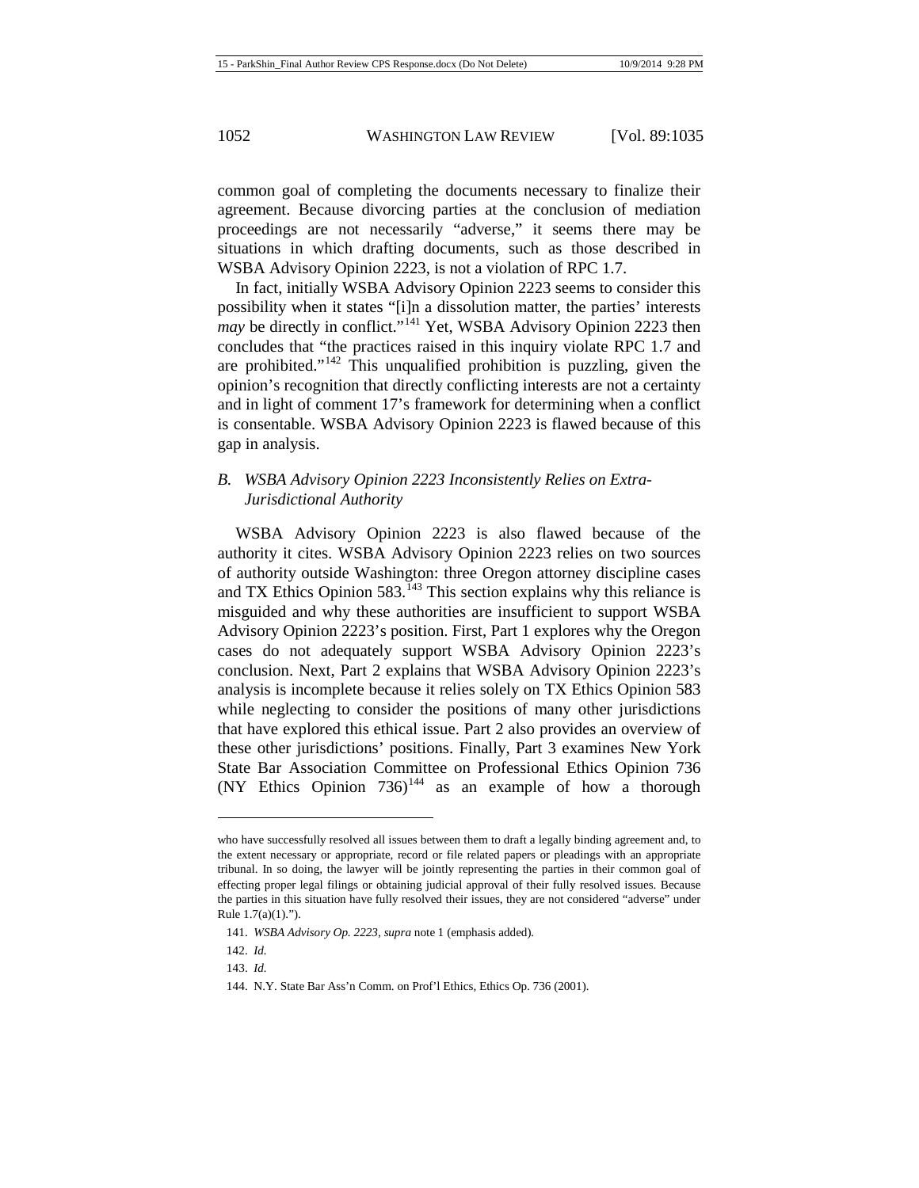common goal of completing the documents necessary to finalize their agreement. Because divorcing parties at the conclusion of mediation proceedings are not necessarily "adverse," it seems there may be situations in which drafting documents, such as those described in WSBA Advisory Opinion 2223, is not a violation of RPC 1.7.

In fact, initially WSBA Advisory Opinion 2223 seems to consider this possibility when it states "[i]n a dissolution matter, the parties' interests *may* be directly in conflict."[141] Yet, WSBA Advisory Opinion 2223 then concludes that "the practices raised in this inquiry violate RPC 1.7 and are prohibited."[142] This unqualified prohibition is puzzling, given the opinion's recognition that directly conflicting interests are not a certainty and in light of comment 17's framework for determining when a conflict is consentable. WSBA Advisory Opinion 2223 is flawed because of this gap in analysis.

### *B. WSBA Advisory Opinion 2223 Inconsistently Relies on Extra-Jurisdictional Authority*

WSBA Advisory Opinion 2223 is also flawed because of the authority it cites. WSBA Advisory Opinion 2223 relies on two sources of authority outside Washington: three Oregon attorney discipline cases and TX Ethics Opinion 583.[143] This section explains why this reliance is misguided and why these authorities are insufficient to support WSBA Advisory Opinion 2223's position. First, Part 1 explores why the Oregon cases do not adequately support WSBA Advisory Opinion 2223's conclusion. Next, Part 2 explains that WSBA Advisory Opinion 2223's analysis is incomplete because it relies solely on TX Ethics Opinion 583 while neglecting to consider the positions of many other jurisdictions that have explored this ethical issue. Part 2 also provides an overview of these other jurisdictions' positions. Finally, Part 3 examines New York State Bar Association Committee on Professional Ethics Opinion 736 (NY Ethics Opinion 736)[144] as an example of how a thorough

---

who have successfully resolved all issues between them to draft a legally binding agreement and, to the extent necessary or appropriate, record or file related papers or pleadings with an appropriate tribunal. In so doing, the lawyer will be jointly representing the parties in their common goal of effecting proper legal filings or obtaining judicial approval of their fully resolved issues. Because the parties in this situation have fully resolved their issues, they are not considered "adverse" under Rule 1.7(a)(1).").

141. *WSBA Advisory Op. 2223*, *supra* note 1 (emphasis added).

142. *Id.*

143. *Id.*

144. N.Y. State Bar Ass'n Comm. on Prof'l Ethics, Ethics Op. 736 (2001).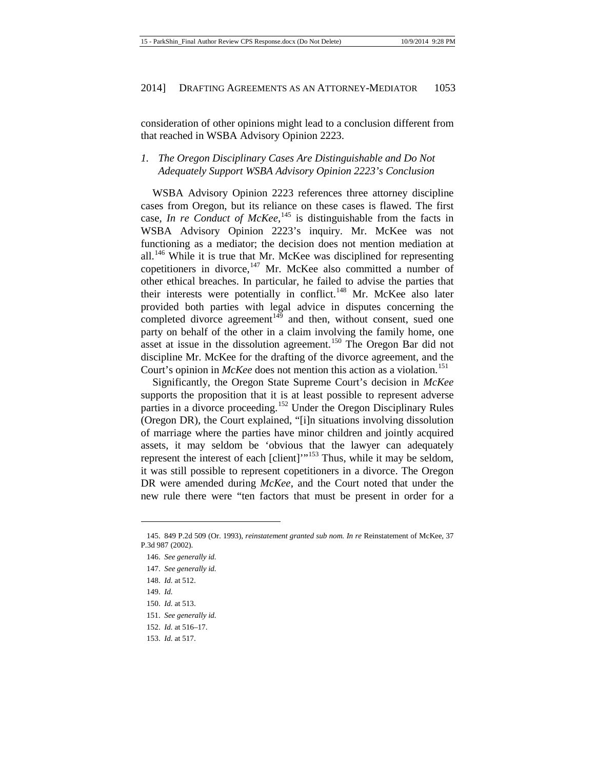consideration of other opinions might lead to a conclusion different from that reached in WSBA Advisory Opinion 2223.

### *1. The Oregon Disciplinary Cases Are Distinguishable and Do Not Adequately Support WSBA Advisory Opinion 2223's Conclusion*

WSBA Advisory Opinion 2223 references three attorney discipline cases from Oregon, but its reliance on these cases is flawed. The first case, *In re Conduct of McKee*,[145] is distinguishable from the facts in WSBA Advisory Opinion 2223's inquiry. Mr. McKee was not functioning as a mediator; the decision does not mention mediation at all.[146] While it is true that Mr. McKee was disciplined for representing copetitioners in divorce,[147] Mr. McKee also committed a number of other ethical breaches. In particular, he failed to advise the parties that their interests were potentially in conflict.[148] Mr. McKee also later provided both parties with legal advice in disputes concerning the completed divorce agreement[149] and then, without consent, sued one party on behalf of the other in a claim involving the family home, one asset at issue in the dissolution agreement.[150] The Oregon Bar did not discipline Mr. McKee for the drafting of the divorce agreement, and the Court's opinion in *McKee* does not mention this action as a violation.[151]

Significantly, the Oregon State Supreme Court's decision in *McKee* supports the proposition that it is at least possible to represent adverse parties in a divorce proceeding.[152] Under the Oregon Disciplinary Rules (Oregon DR), the Court explained, "[i]n situations involving dissolution of marriage where the parties have minor children and jointly acquired assets, it may seldom be 'obvious that the lawyer can adequately represent the interest of each [client]'"[153] Thus, while it may be seldom, it was still possible to represent copetitioners in a divorce. The Oregon DR were amended during *McKee*, and the Court noted that under the new rule there were "ten factors that must be present in order for a

---

145. 849 P.2d 509 (Or. 1993), *reinstatement granted sub nom. In re* Reinstatement of McKee, 37 P.3d 987 (2002).

146. *See generally id.*

147. *See generally id.*

148. *Id.* at 512.

149. *Id.*

150. *Id.* at 513.

151. *See generally id.*

152. *Id.* at 516–17.

153. *Id.* at 517.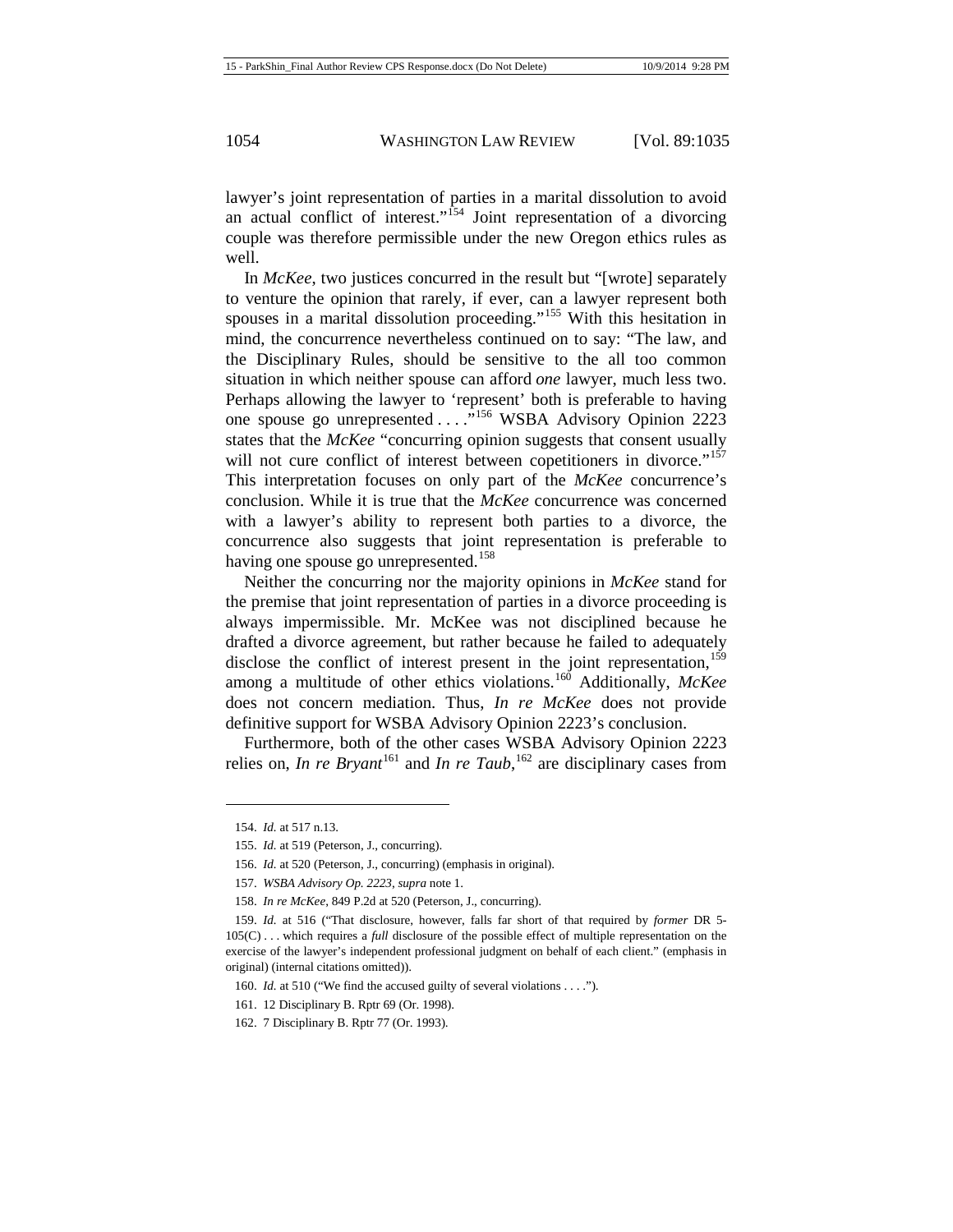lawyer's joint representation of parties in a marital dissolution to avoid an actual conflict of interest."[154] Joint representation of a divorcing couple was therefore permissible under the new Oregon ethics rules as well.

In *McKee*, two justices concurred in the result but "[wrote] separately to venture the opinion that rarely, if ever, can a lawyer represent both spouses in a marital dissolution proceeding."[155] With this hesitation in mind, the concurrence nevertheless continued on to say: "The law, and the Disciplinary Rules, should be sensitive to the all too common situation in which neither spouse can afford *one* lawyer, much less two. Perhaps allowing the lawyer to 'represent' both is preferable to having one spouse go unrepresented . . . ."[156] WSBA Advisory Opinion 2223 states that the *McKee* "concurring opinion suggests that consent usually will not cure conflict of interest between copetitioners in divorce."[157] This interpretation focuses on only part of the *McKee* concurrence's conclusion. While it is true that the *McKee* concurrence was concerned with a lawyer's ability to represent both parties to a divorce, the concurrence also suggests that joint representation is preferable to having one spouse go unrepresented.[158]

Neither the concurring nor the majority opinions in *McKee* stand for the premise that joint representation of parties in a divorce proceeding is always impermissible. Mr. McKee was not disciplined because he drafted a divorce agreement, but rather because he failed to adequately disclose the conflict of interest present in the joint representation,[159] among a multitude of other ethics violations.[160] Additionally, *McKee* does not concern mediation. Thus, *In re McKee* does not provide definitive support for WSBA Advisory Opinion 2223's conclusion.

Furthermore, both of the other cases WSBA Advisory Opinion 2223 relies on, *In re Bryant*[161] and *In re Taub*,[162] are disciplinary cases from

---

154. *Id.* at 517 n.13.

155. *Id.* at 519 (Peterson, J., concurring).

156. *Id.* at 520 (Peterson, J., concurring) (emphasis in original).

157. *WSBA Advisory Op. 2223*, *supra* note 1.

158. *In re McKee*, 849 P.2d at 520 (Peterson, J., concurring).

159. *Id.* at 516 ("That disclosure, however, falls far short of that required by *former* DR 5-105(C) . . . which requires a *full* disclosure of the possible effect of multiple representation on the exercise of the lawyer's independent professional judgment on behalf of each client." (emphasis in original) (internal citations omitted)).

160. *Id.* at 510 ("We find the accused guilty of several violations . . . .").

161. 12 Disciplinary B. Rptr 69 (Or. 1998).

162. 7 Disciplinary B. Rptr 77 (Or. 1993).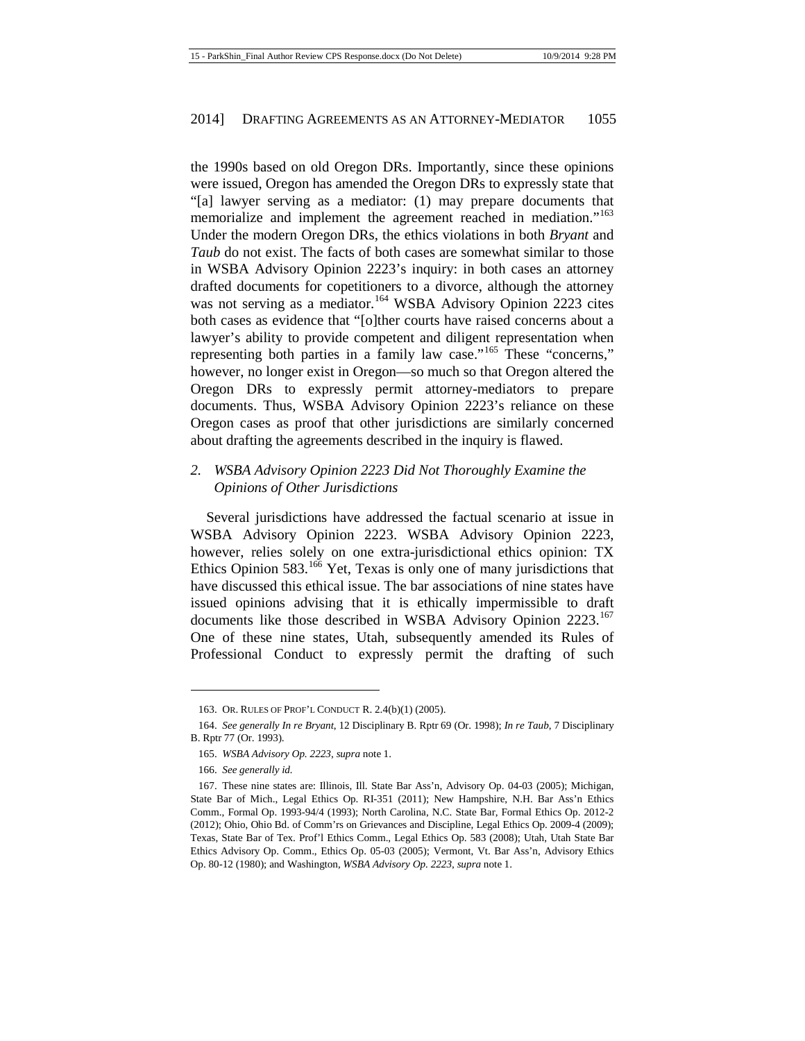the 1990s based on old Oregon DRs. Importantly, since these opinions were issued, Oregon has amended the Oregon DRs to expressly state that "[a] lawyer serving as a mediator: (1) may prepare documents that memorialize and implement the agreement reached in mediation."[163] Under the modern Oregon DRs, the ethics violations in both *Bryant* and *Taub* do not exist. The facts of both cases are somewhat similar to those in WSBA Advisory Opinion 2223's inquiry: in both cases an attorney drafted documents for copetitioners to a divorce, although the attorney was not serving as a mediator.[164] WSBA Advisory Opinion 2223 cites both cases as evidence that "[o]ther courts have raised concerns about a lawyer's ability to provide competent and diligent representation when representing both parties in a family law case."[165] These "concerns," however, no longer exist in Oregon—so much so that Oregon altered the Oregon DRs to expressly permit attorney-mediators to prepare documents. Thus, WSBA Advisory Opinion 2223's reliance on these Oregon cases as proof that other jurisdictions are similarly concerned about drafting the agreements described in the inquiry is flawed.

### *2. WSBA Advisory Opinion 2223 Did Not Thoroughly Examine the Opinions of Other Jurisdictions*

Several jurisdictions have addressed the factual scenario at issue in WSBA Advisory Opinion 2223. WSBA Advisory Opinion 2223, however, relies solely on one extra-jurisdictional ethics opinion: TX Ethics Opinion 583.[166] Yet, Texas is only one of many jurisdictions that have discussed this ethical issue. The bar associations of nine states have issued opinions advising that it is ethically impermissible to draft documents like those described in WSBA Advisory Opinion 2223.[167] One of these nine states, Utah, subsequently amended its Rules of Professional Conduct to expressly permit the drafting of such

---

163. OR. RULES OF PROF'L CONDUCT R. 2.4(b)(1) (2005).

164. *See generally In re Bryant*, 12 Disciplinary B. Rptr 69 (Or. 1998); *In re Taub*, 7 Disciplinary B. Rptr 77 (Or. 1993).

165. *WSBA Advisory Op. 2223*, *supra* note 1.

166. *See generally id.*

167. These nine states are: Illinois, Ill. State Bar Ass'n, Advisory Op. 04-03 (2005); Michigan, State Bar of Mich., Legal Ethics Op. RI-351 (2011); New Hampshire, N.H. Bar Ass'n Ethics Comm., Formal Op. 1993-94/4 (1993); North Carolina, N.C. State Bar, Formal Ethics Op. 2012-2 (2012); Ohio, Ohio Bd. of Comm'rs on Grievances and Discipline, Legal Ethics Op. 2009-4 (2009); Texas, State Bar of Tex. Prof'l Ethics Comm., Legal Ethics Op. 583 (2008); Utah, Utah State Bar Ethics Advisory Op. Comm., Ethics Op. 05-03 (2005); Vermont, Vt. Bar Ass'n, Advisory Ethics Op. 80-12 (1980); and Washington, *WSBA Advisory Op. 2223*, *supra* note 1.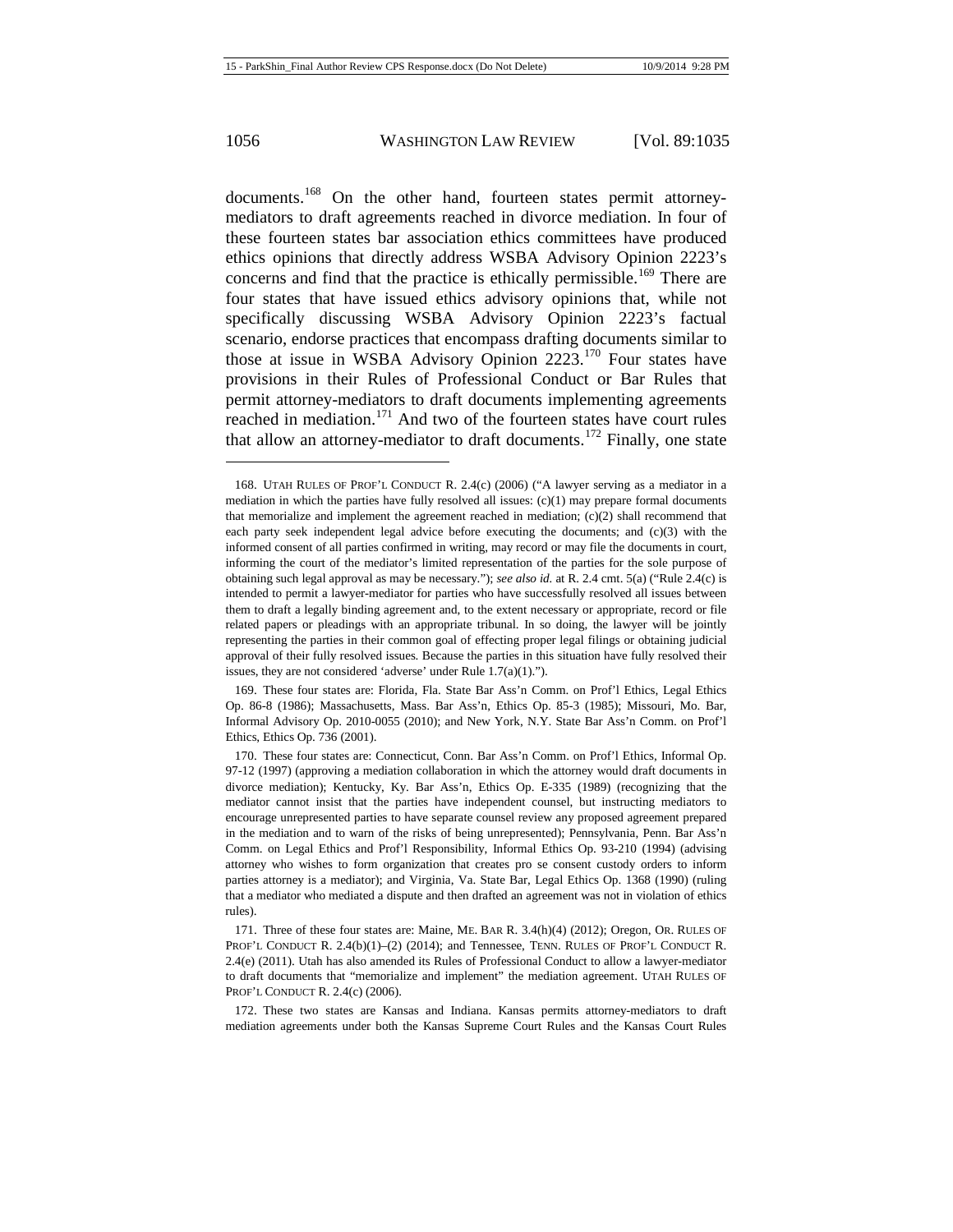documents.[168] On the other hand, fourteen states permit attorney-mediators to draft agreements reached in divorce mediation. In four of these fourteen states bar association ethics committees have produced ethics opinions that directly address WSBA Advisory Opinion 2223's concerns and find that the practice is ethically permissible.[169] There are four states that have issued ethics advisory opinions that, while not specifically discussing WSBA Advisory Opinion 2223's factual scenario, endorse practices that encompass drafting documents similar to those at issue in WSBA Advisory Opinion 2223.[170] Four states have provisions in their Rules of Professional Conduct or Bar Rules that permit attorney-mediators to draft documents implementing agreements reached in mediation.[171] And two of the fourteen states have court rules that allow an attorney-mediator to draft documents.[172] Finally, one state

---

168. UTAH RULES OF PROF'L CONDUCT R. 2.4(c) (2006) ("A lawyer serving as a mediator in a mediation in which the parties have fully resolved all issues: (c)(1) may prepare formal documents that memorialize and implement the agreement reached in mediation; (c)(2) shall recommend that each party seek independent legal advice before executing the documents; and (c)(3) with the informed consent of all parties confirmed in writing, may record or may file the documents in court, informing the court of the mediator's limited representation of the parties for the sole purpose of obtaining such legal approval as may be necessary."); *see also id.* at R. 2.4 cmt. 5(a) ("Rule 2.4(c) is intended to permit a lawyer-mediator for parties who have successfully resolved all issues between them to draft a legally binding agreement and, to the extent necessary or appropriate, record or file related papers or pleadings with an appropriate tribunal. In so doing, the lawyer will be jointly representing the parties in their common goal of effecting proper legal filings or obtaining judicial approval of their fully resolved issues. Because the parties in this situation have fully resolved their issues, they are not considered 'adverse' under Rule 1.7(a)(1).").

169. These four states are: Florida, Fla. State Bar Ass'n Comm. on Prof'l Ethics, Legal Ethics Op. 86-8 (1986); Massachusetts, Mass. Bar Ass'n, Ethics Op. 85-3 (1985); Missouri, Mo. Bar, Informal Advisory Op. 2010-0055 (2010); and New York, N.Y. State Bar Ass'n Comm. on Prof'l Ethics, Ethics Op. 736 (2001).

170. These four states are: Connecticut, Conn. Bar Ass'n Comm. on Prof'l Ethics, Informal Op. 97-12 (1997) (approving a mediation collaboration in which the attorney would draft documents in divorce mediation); Kentucky, Ky. Bar Ass'n, Ethics Op. E-335 (1989) (recognizing that the mediator cannot insist that the parties have independent counsel, but instructing mediators to encourage unrepresented parties to have separate counsel review any proposed agreement prepared in the mediation and to warn of the risks of being unrepresented); Pennsylvania, Penn. Bar Ass'n Comm. on Legal Ethics and Prof'l Responsibility, Informal Ethics Op. 93-210 (1994) (advising attorney who wishes to form organization that creates pro se consent custody orders to inform parties attorney is a mediator); and Virginia, Va. State Bar, Legal Ethics Op. 1368 (1990) (ruling that a mediator who mediated a dispute and then drafted an agreement was not in violation of ethics rules).

171. Three of these four states are: Maine, ME. BAR R. 3.4(h)(4) (2012); Oregon, OR. RULES OF PROF'L CONDUCT R. 2.4(b)(1)–(2) (2014); and Tennessee, TENN. RULES OF PROF'L CONDUCT R. 2.4(e) (2011). Utah has also amended its Rules of Professional Conduct to allow a lawyer-mediator to draft documents that "memorialize and implement" the mediation agreement. UTAH RULES OF PROF'L CONDUCT R. 2.4(c) (2006).

172. These two states are Kansas and Indiana. Kansas permits attorney-mediators to draft mediation agreements under both the Kansas Supreme Court Rules and the Kansas Court Rules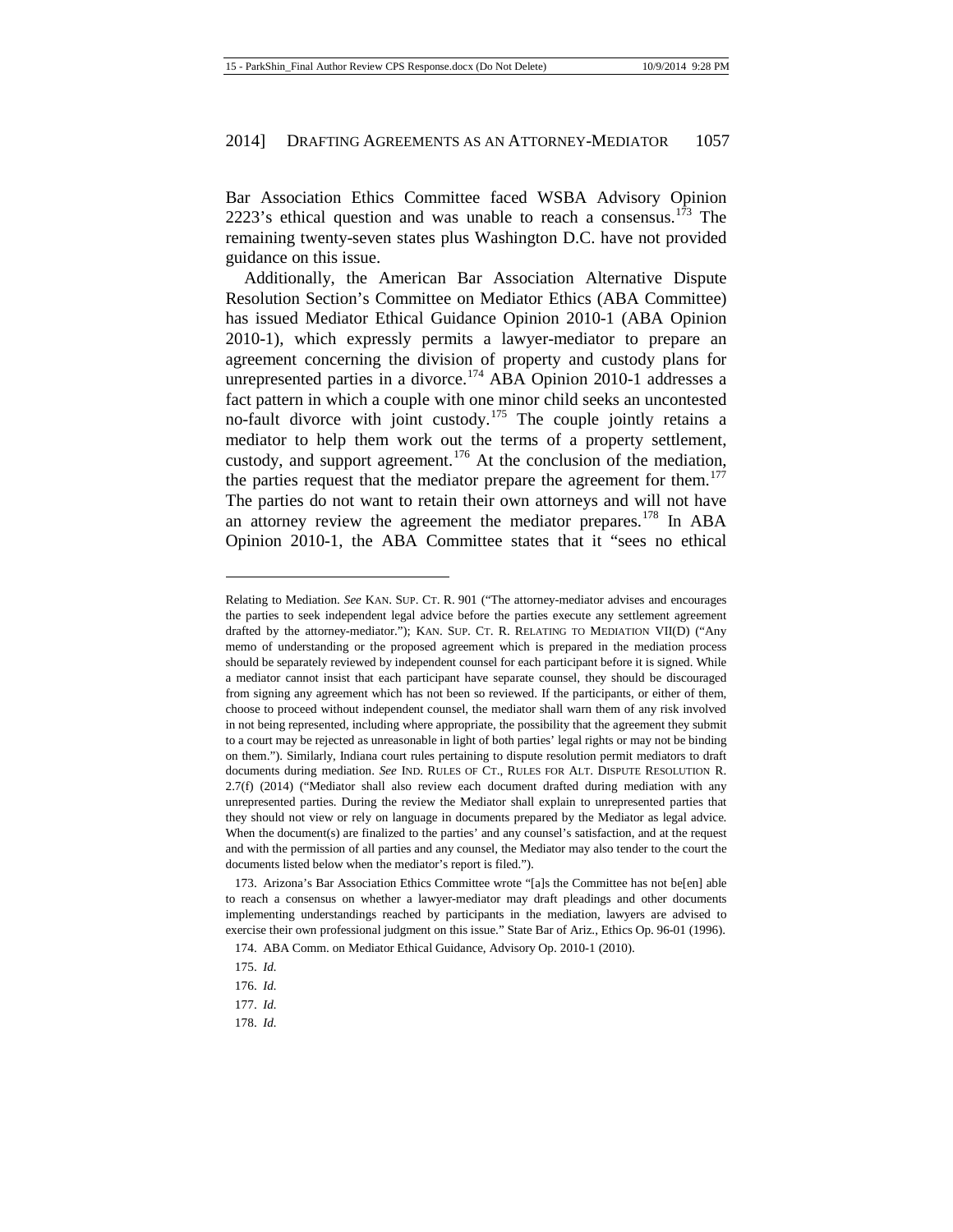Bar Association Ethics Committee faced WSBA Advisory Opinion 2223's ethical question and was unable to reach a consensus.[173] The remaining twenty-seven states plus Washington D.C. have not provided guidance on this issue.

Additionally, the American Bar Association Alternative Dispute Resolution Section's Committee on Mediator Ethics (ABA Committee) has issued Mediator Ethical Guidance Opinion 2010-1 (ABA Opinion 2010-1), which expressly permits a lawyer-mediator to prepare an agreement concerning the division of property and custody plans for unrepresented parties in a divorce.[174] ABA Opinion 2010-1 addresses a fact pattern in which a couple with one minor child seeks an uncontested no-fault divorce with joint custody.[175] The couple jointly retains a mediator to help them work out the terms of a property settlement, custody, and support agreement.[176] At the conclusion of the mediation, the parties request that the mediator prepare the agreement for them.[177] The parties do not want to retain their own attorneys and will not have an attorney review the agreement the mediator prepares.[178] In ABA Opinion 2010-1, the ABA Committee states that it "sees no ethical

---

Relating to Mediation. *See* KAN. SUP. CT. R. 901 ("The attorney-mediator advises and encourages the parties to seek independent legal advice before the parties execute any settlement agreement drafted by the attorney-mediator."); KAN. SUP. CT. R. RELATING TO MEDIATION VII(D) ("Any memo of understanding or the proposed agreement which is prepared in the mediation process should be separately reviewed by independent counsel for each participant before it is signed. While a mediator cannot insist that each participant have separate counsel, they should be discouraged from signing any agreement which has not been so reviewed. If the participants, or either of them, choose to proceed without independent counsel, the mediator shall warn them of any risk involved in not being represented, including where appropriate, the possibility that the agreement they submit to a court may be rejected as unreasonable in light of both parties' legal rights or may not be binding on them."). Similarly, Indiana court rules pertaining to dispute resolution permit mediators to draft documents during mediation. *See* IND. RULES OF CT., RULES FOR ALT. DISPUTE RESOLUTION R. 2.7(f) (2014) ("Mediator shall also review each document drafted during mediation with any unrepresented parties. During the review the Mediator shall explain to unrepresented parties that they should not view or rely on language in documents prepared by the Mediator as legal advice. When the document(s) are finalized to the parties' and any counsel's satisfaction, and at the request and with the permission of all parties and any counsel, the Mediator may also tender to the court the documents listed below when the mediator's report is filed.").

173. Arizona's Bar Association Ethics Committee wrote "[a]s the Committee has not be[en] able to reach a consensus on whether a lawyer-mediator may draft pleadings and other documents implementing understandings reached by participants in the mediation, lawyers are advised to exercise their own professional judgment on this issue." State Bar of Ariz., Ethics Op. 96-01 (1996).

174. ABA Comm. on Mediator Ethical Guidance, Advisory Op. 2010-1 (2010).

175. *Id.*

176. *Id.*

177. *Id.*

178. *Id.*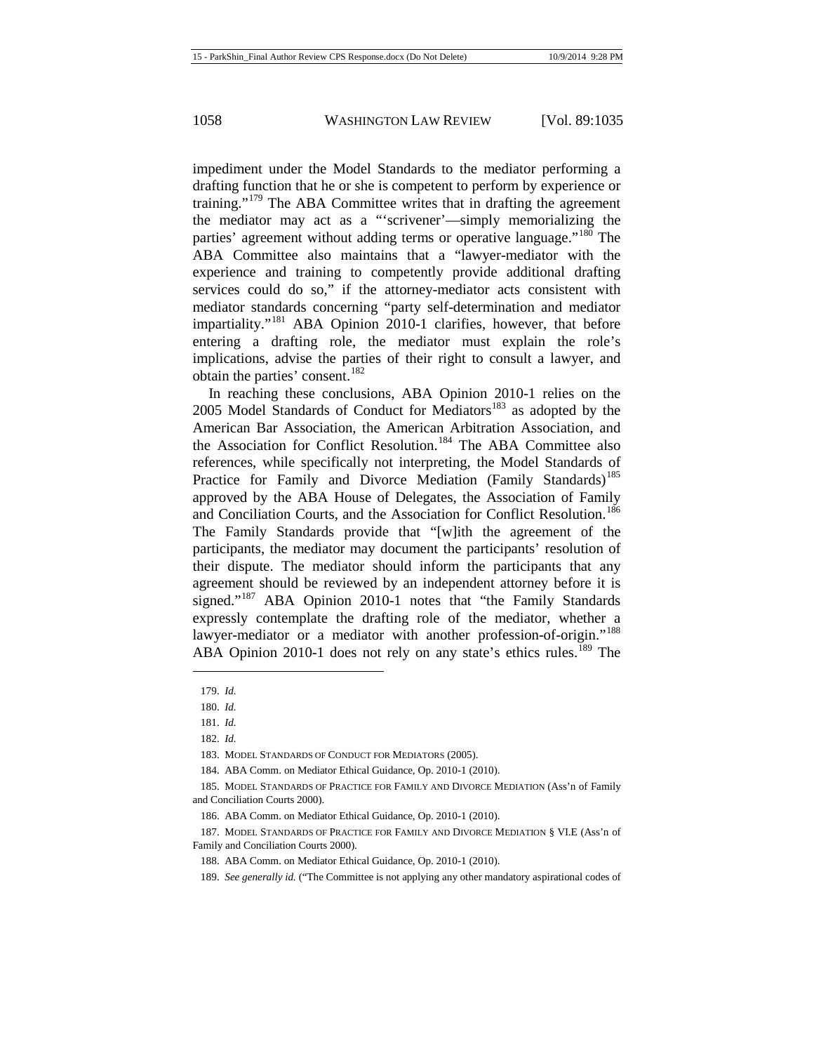impediment under the Model Standards to the mediator performing a drafting function that he or she is competent to perform by experience or training."[179] The ABA Committee writes that in drafting the agreement the mediator may act as a "'scrivener'—simply memorializing the parties' agreement without adding terms or operative language."[180] The ABA Committee also maintains that a "lawyer-mediator with the experience and training to competently provide additional drafting services could do so," if the attorney-mediator acts consistent with mediator standards concerning "party self-determination and mediator impartiality."[181] ABA Opinion 2010-1 clarifies, however, that before entering a drafting role, the mediator must explain the role's implications, advise the parties of their right to consult a lawyer, and obtain the parties' consent.[182]

In reaching these conclusions, ABA Opinion 2010-1 relies on the 2005 Model Standards of Conduct for Mediators[183] as adopted by the American Bar Association, the American Arbitration Association, and the Association for Conflict Resolution.[184] The ABA Committee also references, while specifically not interpreting, the Model Standards of Practice for Family and Divorce Mediation (Family Standards)[185] approved by the ABA House of Delegates, the Association of Family and Conciliation Courts, and the Association for Conflict Resolution.[186] The Family Standards provide that "[w]ith the agreement of the participants, the mediator may document the participants' resolution of their dispute. The mediator should inform the participants that any agreement should be reviewed by an independent attorney before it is signed."[187] ABA Opinion 2010-1 notes that "the Family Standards expressly contemplate the drafting role of the mediator, whether a lawyer-mediator or a mediator with another profession-of-origin."[188] ABA Opinion 2010-1 does not rely on any state's ethics rules.[189] The

---

179. *Id.*

180. *Id.*

181. *Id.*

182. *Id.*

183. MODEL STANDARDS OF CONDUCT FOR MEDIATORS (2005).

184. ABA Comm. on Mediator Ethical Guidance, Op. 2010-1 (2010).

185. MODEL STANDARDS OF PRACTICE FOR FAMILY AND DIVORCE MEDIATION (Ass'n of Family and Conciliation Courts 2000).

186. ABA Comm. on Mediator Ethical Guidance, Op. 2010-1 (2010).

187. MODEL STANDARDS OF PRACTICE FOR FAMILY AND DIVORCE MEDIATION § VI.E (Ass'n of Family and Conciliation Courts 2000).

188. ABA Comm. on Mediator Ethical Guidance, Op. 2010-1 (2010).

189. *See generally id.* ("The Committee is not applying any other mandatory aspirational codes of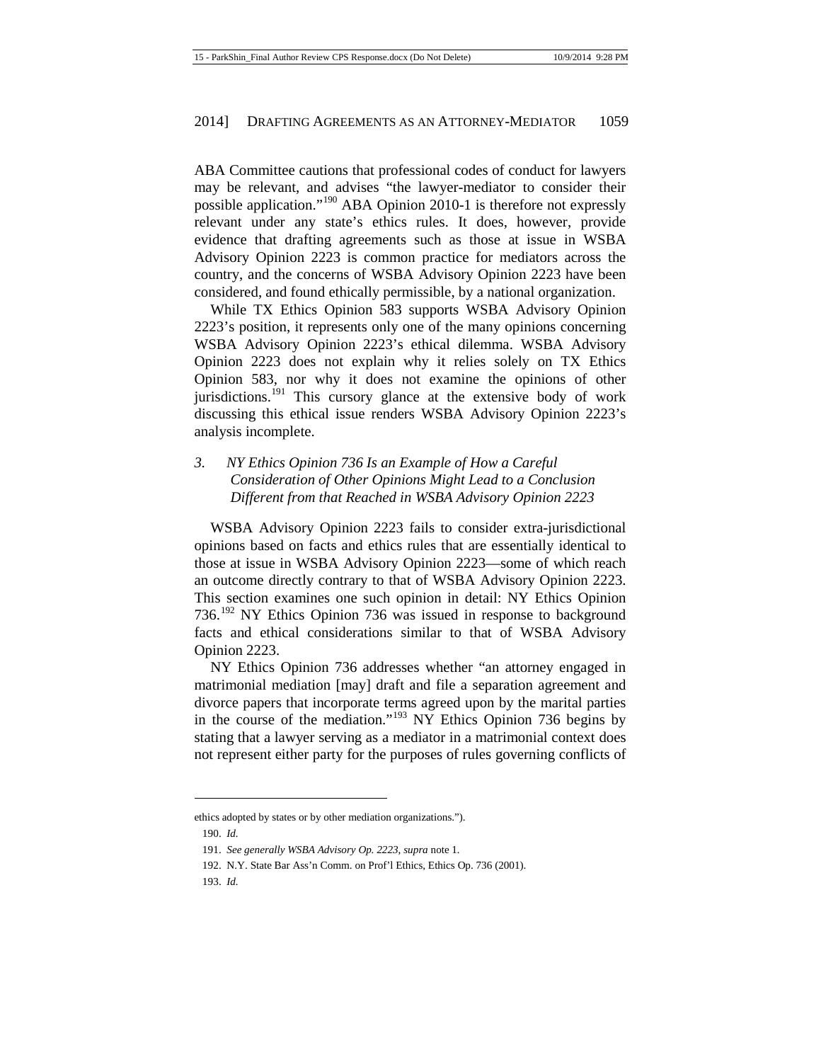ABA Committee cautions that professional codes of conduct for lawyers may be relevant, and advises "the lawyer-mediator to consider their possible application."[190] ABA Opinion 2010-1 is therefore not expressly relevant under any state's ethics rules. It does, however, provide evidence that drafting agreements such as those at issue in WSBA Advisory Opinion 2223 is common practice for mediators across the country, and the concerns of WSBA Advisory Opinion 2223 have been considered, and found ethically permissible, by a national organization.

While TX Ethics Opinion 583 supports WSBA Advisory Opinion 2223's position, it represents only one of the many opinions concerning WSBA Advisory Opinion 2223's ethical dilemma. WSBA Advisory Opinion 2223 does not explain why it relies solely on TX Ethics Opinion 583, nor why it does not examine the opinions of other jurisdictions.[191] This cursory glance at the extensive body of work discussing this ethical issue renders WSBA Advisory Opinion 2223's analysis incomplete.

### *3. NY Ethics Opinion 736 Is an Example of How a Careful Consideration of Other Opinions Might Lead to a Conclusion Different from that Reached in WSBA Advisory Opinion 2223*

WSBA Advisory Opinion 2223 fails to consider extra-jurisdictional opinions based on facts and ethics rules that are essentially identical to those at issue in WSBA Advisory Opinion 2223—some of which reach an outcome directly contrary to that of WSBA Advisory Opinion 2223. This section examines one such opinion in detail: NY Ethics Opinion 736.[192] NY Ethics Opinion 736 was issued in response to background facts and ethical considerations similar to that of WSBA Advisory Opinion 2223.

NY Ethics Opinion 736 addresses whether "an attorney engaged in matrimonial mediation [may] draft and file a separation agreement and divorce papers that incorporate terms agreed upon by the marital parties in the course of the mediation."[193] NY Ethics Opinion 736 begins by stating that a lawyer serving as a mediator in a matrimonial context does not represent either party for the purposes of rules governing conflicts of

---

ethics adopted by states or by other mediation organizations.").

190. *Id.*

191. *See generally WSBA Advisory Op. 2223*, *supra* note 1.

192. N.Y. State Bar Ass'n Comm. on Prof'l Ethics, Ethics Op. 736 (2001).

193. *Id.*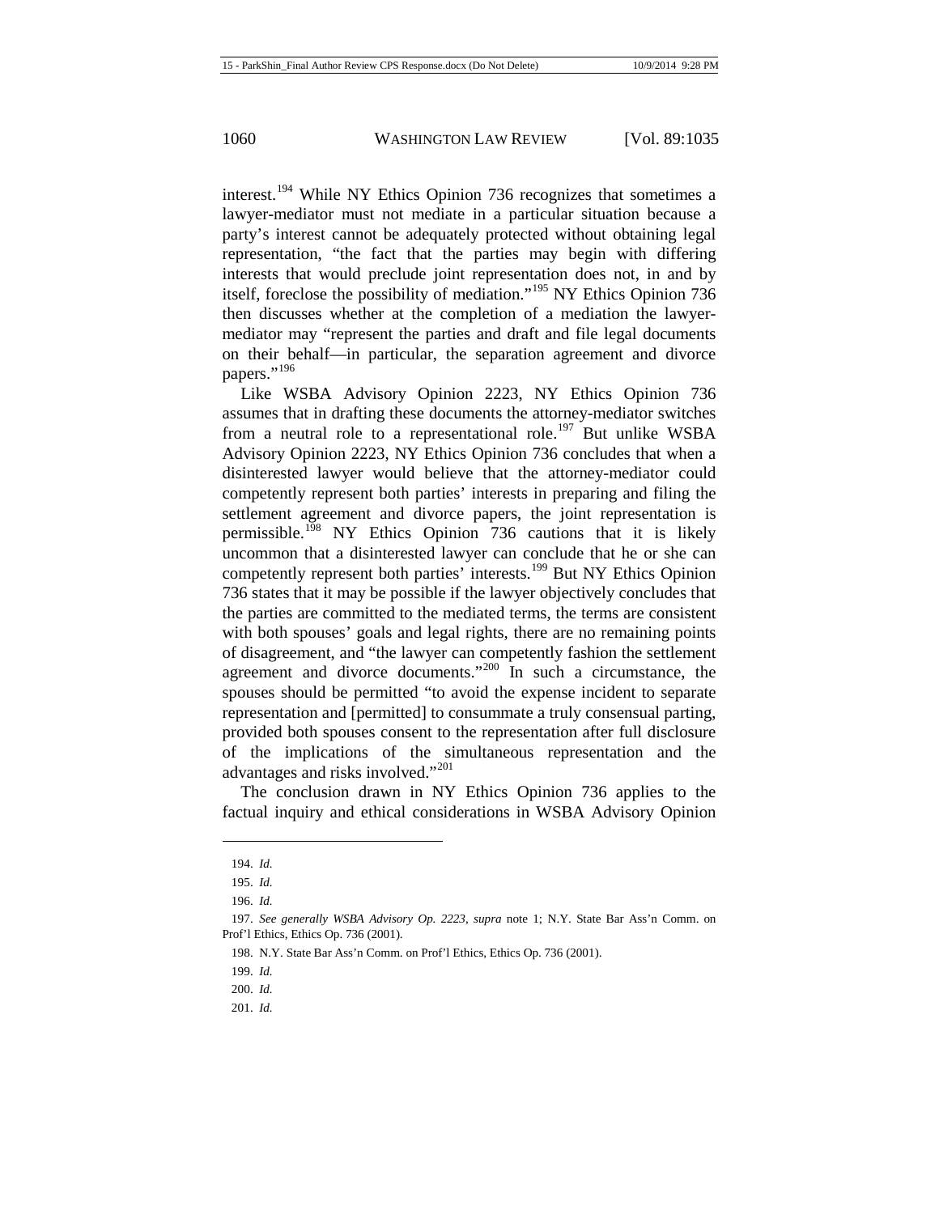interest.[194] While NY Ethics Opinion 736 recognizes that sometimes a lawyer-mediator must not mediate in a particular situation because a party's interest cannot be adequately protected without obtaining legal representation, "the fact that the parties may begin with differing interests that would preclude joint representation does not, in and by itself, foreclose the possibility of mediation."[195] NY Ethics Opinion 736 then discusses whether at the completion of a mediation the lawyer-mediator may "represent the parties and draft and file legal documents on their behalf—in particular, the separation agreement and divorce papers."[196]

Like WSBA Advisory Opinion 2223, NY Ethics Opinion 736 assumes that in drafting these documents the attorney-mediator switches from a neutral role to a representational role.[197] But unlike WSBA Advisory Opinion 2223, NY Ethics Opinion 736 concludes that when a disinterested lawyer would believe that the attorney-mediator could competently represent both parties' interests in preparing and filing the settlement agreement and divorce papers, the joint representation is permissible.[198] NY Ethics Opinion 736 cautions that it is likely uncommon that a disinterested lawyer can conclude that he or she can competently represent both parties' interests.[199] But NY Ethics Opinion 736 states that it may be possible if the lawyer objectively concludes that the parties are committed to the mediated terms, the terms are consistent with both spouses' goals and legal rights, there are no remaining points of disagreement, and "the lawyer can competently fashion the settlement agreement and divorce documents."[200] In such a circumstance, the spouses should be permitted "to avoid the expense incident to separate representation and [permitted] to consummate a truly consensual parting, provided both spouses consent to the representation after full disclosure of the implications of the simultaneous representation and the advantages and risks involved."[201]

The conclusion drawn in NY Ethics Opinion 736 applies to the factual inquiry and ethical considerations in WSBA Advisory Opinion

194. *Id.*

195. *Id.*

196. *Id.*

197. *See generally WSBA Advisory Op. 2223*, *supra* note 1; N.Y. State Bar Ass'n Comm. on Prof'l Ethics, Ethics Op. 736 (2001).

198. N.Y. State Bar Ass'n Comm. on Prof'l Ethics, Ethics Op. 736 (2001).

199. *Id.*

200. *Id.*

201. *Id.*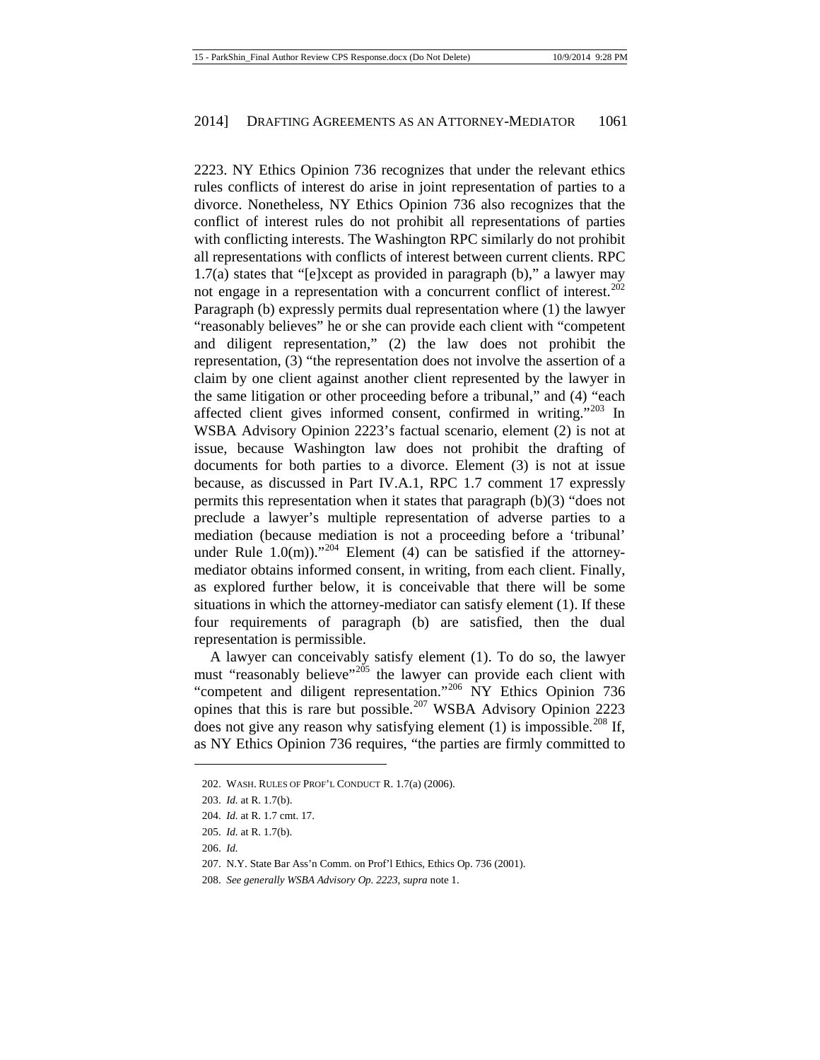2223. NY Ethics Opinion 736 recognizes that under the relevant ethics rules conflicts of interest do arise in joint representation of parties to a divorce. Nonetheless, NY Ethics Opinion 736 also recognizes that the conflict of interest rules do not prohibit all representations of parties with conflicting interests. The Washington RPC similarly do not prohibit all representations with conflicts of interest between current clients. RPC 1.7(a) states that "[e]xcept as provided in paragraph (b)," a lawyer may not engage in a representation with a concurrent conflict of interest.[202] Paragraph (b) expressly permits dual representation where (1) the lawyer "reasonably believes" he or she can provide each client with "competent and diligent representation," (2) the law does not prohibit the representation, (3) "the representation does not involve the assertion of a claim by one client against another client represented by the lawyer in the same litigation or other proceeding before a tribunal," and (4) "each affected client gives informed consent, confirmed in writing."[203] In WSBA Advisory Opinion 2223's factual scenario, element (2) is not at issue, because Washington law does not prohibit the drafting of documents for both parties to a divorce. Element (3) is not at issue because, as discussed in Part IV.A.1, RPC 1.7 comment 17 expressly permits this representation when it states that paragraph (b)(3) "does not preclude a lawyer's multiple representation of adverse parties to a mediation (because mediation is not a proceeding before a 'tribunal' under Rule 1.0(m))."[204] Element (4) can be satisfied if the attorney-mediator obtains informed consent, in writing, from each client. Finally, as explored further below, it is conceivable that there will be some situations in which the attorney-mediator can satisfy element (1). If these four requirements of paragraph (b) are satisfied, then the dual representation is permissible.

A lawyer can conceivably satisfy element (1). To do so, the lawyer must "reasonably believe"[205] the lawyer can provide each client with "competent and diligent representation."[206] NY Ethics Opinion 736 opines that this is rare but possible.[207] WSBA Advisory Opinion 2223 does not give any reason why satisfying element (1) is impossible.[208] If, as NY Ethics Opinion 736 requires, "the parties are firmly committed to

---

202. WASH. RULES OF PROF'L CONDUCT R. 1.7(a) (2006).

203. *Id.* at R. 1.7(b).

204. *Id.* at R. 1.7 cmt. 17.

205. *Id.* at R. 1.7(b).

206. *Id.*

207. N.Y. State Bar Ass'n Comm. on Prof'l Ethics, Ethics Op. 736 (2001).

208. *See generally WSBA Advisory Op. 2223*, *supra* note 1.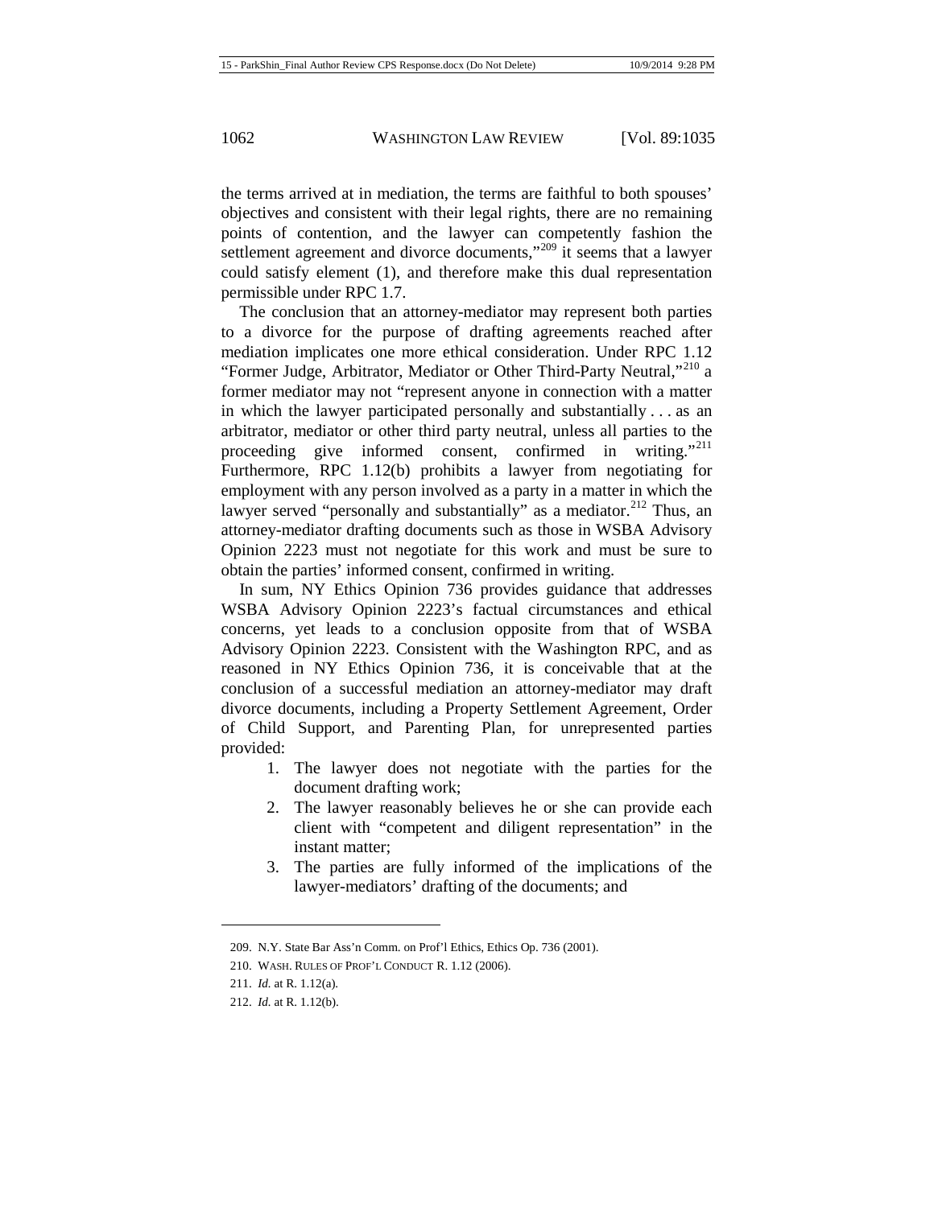the terms arrived at in mediation, the terms are faithful to both spouses' objectives and consistent with their legal rights, there are no remaining points of contention, and the lawyer can competently fashion the settlement agreement and divorce documents,"[209] it seems that a lawyer could satisfy element (1), and therefore make this dual representation permissible under RPC 1.7.

The conclusion that an attorney-mediator may represent both parties to a divorce for the purpose of drafting agreements reached after mediation implicates one more ethical consideration. Under RPC 1.12 "Former Judge, Arbitrator, Mediator or Other Third-Party Neutral,"[210] a former mediator may not "represent anyone in connection with a matter in which the lawyer participated personally and substantially . . . as an arbitrator, mediator or other third party neutral, unless all parties to the proceeding give informed consent, confirmed in writing."[211] Furthermore, RPC 1.12(b) prohibits a lawyer from negotiating for employment with any person involved as a party in a matter in which the lawyer served "personally and substantially" as a mediator.[212] Thus, an attorney-mediator drafting documents such as those in WSBA Advisory Opinion 2223 must not negotiate for this work and must be sure to obtain the parties' informed consent, confirmed in writing.

In sum, NY Ethics Opinion 736 provides guidance that addresses WSBA Advisory Opinion 2223's factual circumstances and ethical concerns, yet leads to a conclusion opposite from that of WSBA Advisory Opinion 2223. Consistent with the Washington RPC, and as reasoned in NY Ethics Opinion 736, it is conceivable that at the conclusion of a successful mediation an attorney-mediator may draft divorce documents, including a Property Settlement Agreement, Order of Child Support, and Parenting Plan, for unrepresented parties provided:

1. The lawyer does not negotiate with the parties for the document drafting work;
2. The lawyer reasonably believes he or she can provide each client with "competent and diligent representation" in the instant matter;
3. The parties are fully informed of the implications of the lawyer-mediators' drafting of the documents; and

---

209. N.Y. State Bar Ass'n Comm. on Prof'l Ethics, Ethics Op. 736 (2001).

210. WASH. RULES OF PROF'L CONDUCT R. 1.12 (2006).

211. *Id.* at R. 1.12(a).

212. *Id.* at R. 1.12(b).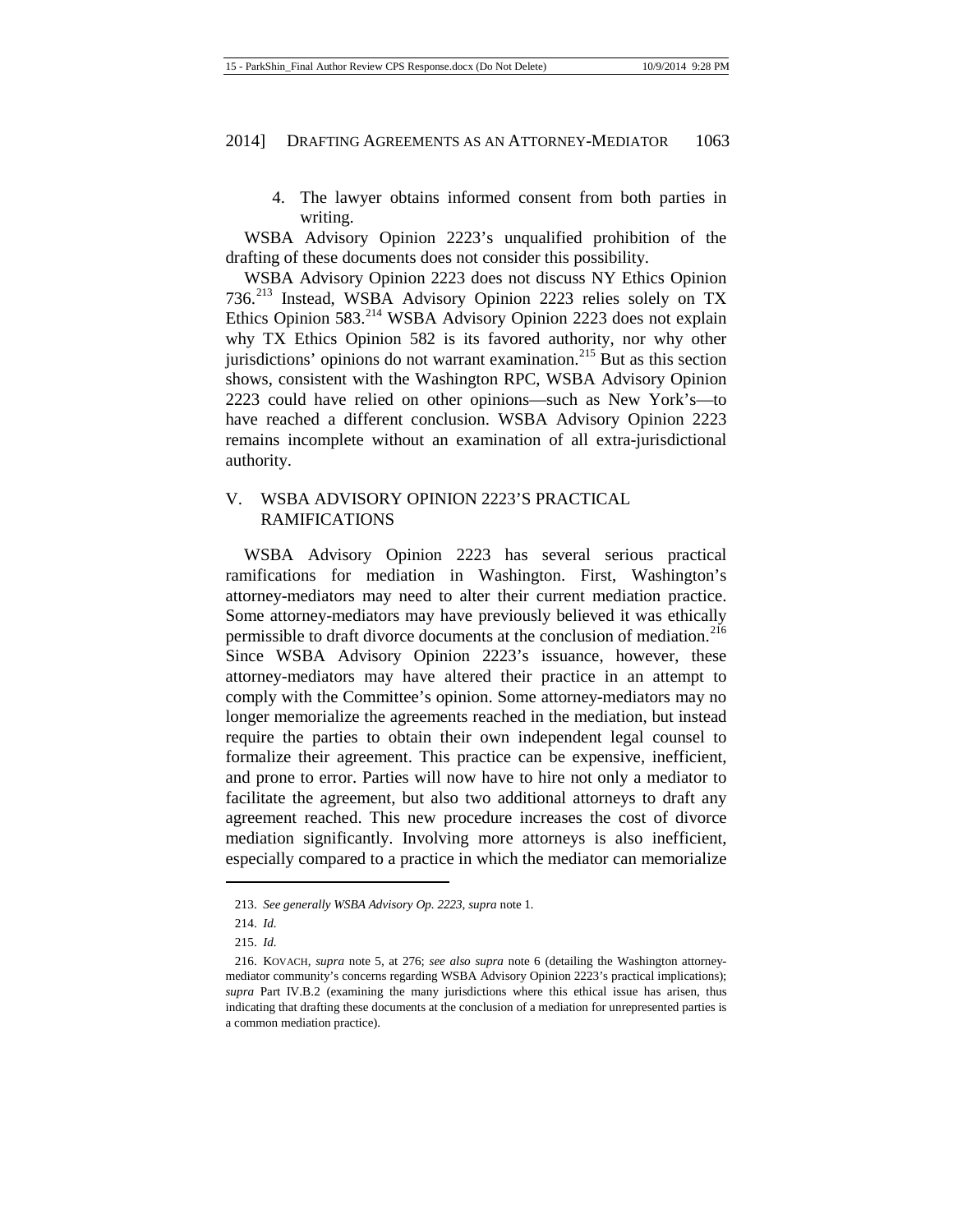4. The lawyer obtains informed consent from both parties in writing.

WSBA Advisory Opinion 2223's unqualified prohibition of the drafting of these documents does not consider this possibility.

WSBA Advisory Opinion 2223 does not discuss NY Ethics Opinion 736.[213] Instead, WSBA Advisory Opinion 2223 relies solely on TX Ethics Opinion 583.[214] WSBA Advisory Opinion 2223 does not explain why TX Ethics Opinion 582 is its favored authority, nor why other jurisdictions' opinions do not warrant examination.[215] But as this section shows, consistent with the Washington RPC, WSBA Advisory Opinion 2223 could have relied on other opinions—such as New York's—to have reached a different conclusion. WSBA Advisory Opinion 2223 remains incomplete without an examination of all extra-jurisdictional authority.

## V. WSBA ADVISORY OPINION 2223'S PRACTICAL RAMIFICATIONS

WSBA Advisory Opinion 2223 has several serious practical ramifications for mediation in Washington. First, Washington's attorney-mediators may need to alter their current mediation practice. Some attorney-mediators may have previously believed it was ethically permissible to draft divorce documents at the conclusion of mediation.[216] Since WSBA Advisory Opinion 2223's issuance, however, these attorney-mediators may have altered their practice in an attempt to comply with the Committee's opinion. Some attorney-mediators may no longer memorialize the agreements reached in the mediation, but instead require the parties to obtain their own independent legal counsel to formalize their agreement. This practice can be expensive, inefficient, and prone to error. Parties will now have to hire not only a mediator to facilitate the agreement, but also two additional attorneys to draft any agreement reached. This new procedure increases the cost of divorce mediation significantly. Involving more attorneys is also inefficient, especially compared to a practice in which the mediator can memorialize

---

213. *See generally WSBA Advisory Op. 2223*, *supra* note 1.

214. *Id.*

215. *Id.*

216. KOVACH, *supra* note 5, at 276; *see also supra* note 6 (detailing the Washington attorney-mediator community's concerns regarding WSBA Advisory Opinion 2223's practical implications); *supra* Part IV.B.2 (examining the many jurisdictions where this ethical issue has arisen, thus indicating that drafting these documents at the conclusion of a mediation for unrepresented parties is a common mediation practice).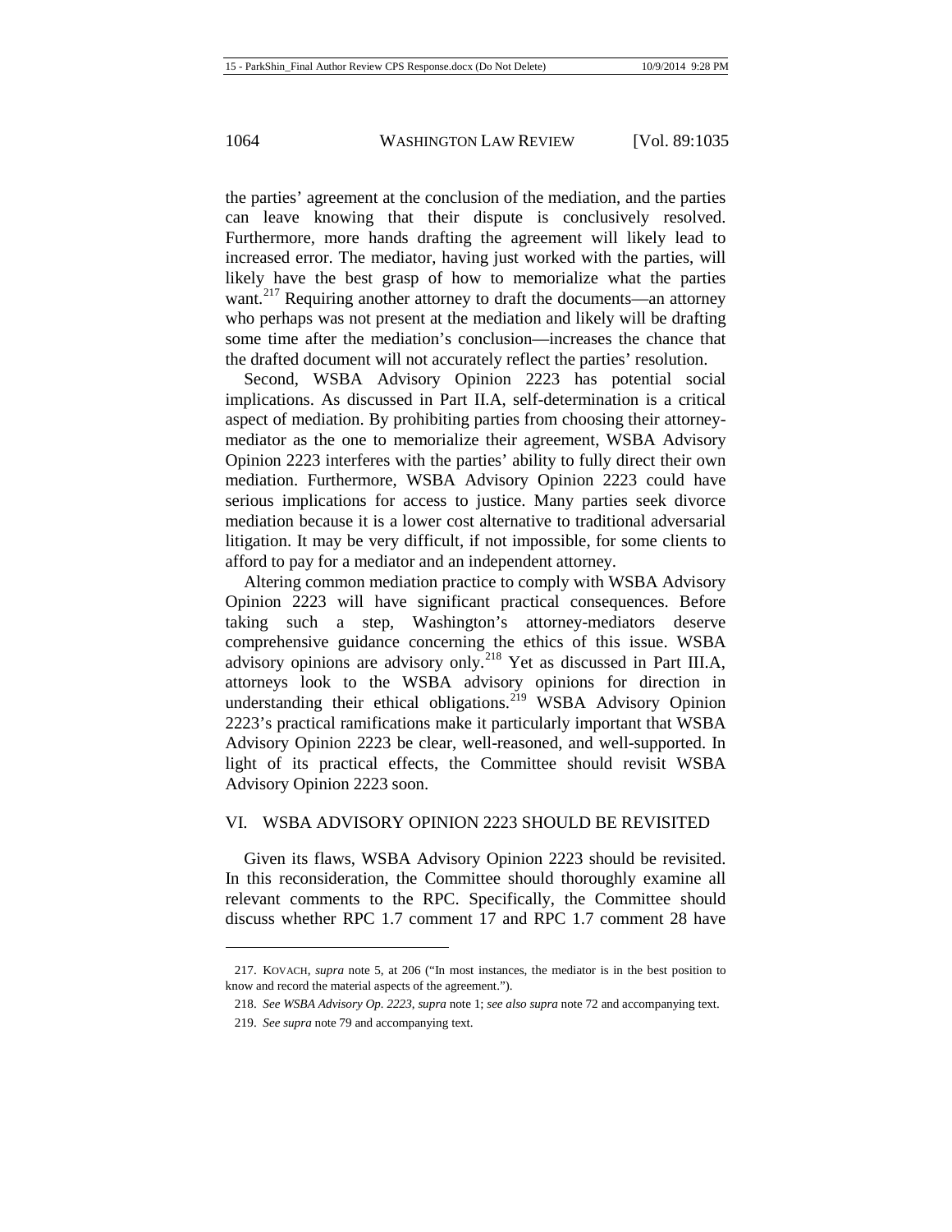the parties' agreement at the conclusion of the mediation, and the parties can leave knowing that their dispute is conclusively resolved. Furthermore, more hands drafting the agreement will likely lead to increased error. The mediator, having just worked with the parties, will likely have the best grasp of how to memorialize what the parties want.[217] Requiring another attorney to draft the documents—an attorney who perhaps was not present at the mediation and likely will be drafting some time after the mediation's conclusion—increases the chance that the drafted document will not accurately reflect the parties' resolution.

Second, WSBA Advisory Opinion 2223 has potential social implications. As discussed in Part II.A, self-determination is a critical aspect of mediation. By prohibiting parties from choosing their attorney-mediator as the one to memorialize their agreement, WSBA Advisory Opinion 2223 interferes with the parties' ability to fully direct their own mediation. Furthermore, WSBA Advisory Opinion 2223 could have serious implications for access to justice. Many parties seek divorce mediation because it is a lower cost alternative to traditional adversarial litigation. It may be very difficult, if not impossible, for some clients to afford to pay for a mediator and an independent attorney.

Altering common mediation practice to comply with WSBA Advisory Opinion 2223 will have significant practical consequences. Before taking such a step, Washington's attorney-mediators deserve comprehensive guidance concerning the ethics of this issue. WSBA advisory opinions are advisory only.[218] Yet as discussed in Part III.A, attorneys look to the WSBA advisory opinions for direction in understanding their ethical obligations.[219] WSBA Advisory Opinion 2223's practical ramifications make it particularly important that WSBA Advisory Opinion 2223 be clear, well-reasoned, and well-supported. In light of its practical effects, the Committee should revisit WSBA Advisory Opinion 2223 soon.

## VI. WSBA ADVISORY OPINION 2223 SHOULD BE REVISITED

Given its flaws, WSBA Advisory Opinion 2223 should be revisited. In this reconsideration, the Committee should thoroughly examine all relevant comments to the RPC. Specifically, the Committee should discuss whether RPC 1.7 comment 17 and RPC 1.7 comment 28 have

---

217. KOVACH, *supra* note 5, at 206 ("In most instances, the mediator is in the best position to know and record the material aspects of the agreement.").

218. *See WSBA Advisory Op. 2223*, *supra* note 1; *see also supra* note 72 and accompanying text.

219. *See supra* note 79 and accompanying text.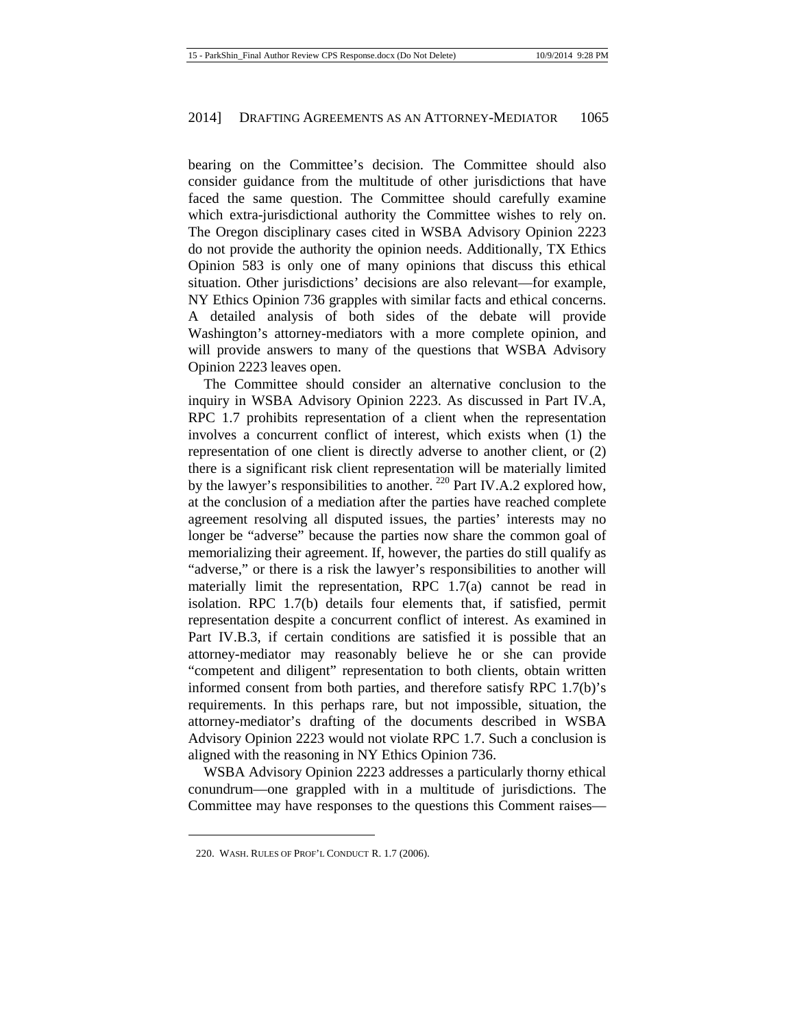bearing on the Committee's decision. The Committee should also consider guidance from the multitude of other jurisdictions that have faced the same question. The Committee should carefully examine which extra-jurisdictional authority the Committee wishes to rely on. The Oregon disciplinary cases cited in WSBA Advisory Opinion 2223 do not provide the authority the opinion needs. Additionally, TX Ethics Opinion 583 is only one of many opinions that discuss this ethical situation. Other jurisdictions' decisions are also relevant—for example, NY Ethics Opinion 736 grapples with similar facts and ethical concerns. A detailed analysis of both sides of the debate will provide Washington's attorney-mediators with a more complete opinion, and will provide answers to many of the questions that WSBA Advisory Opinion 2223 leaves open.

The Committee should consider an alternative conclusion to the inquiry in WSBA Advisory Opinion 2223. As discussed in Part IV.A, RPC 1.7 prohibits representation of a client when the representation involves a concurrent conflict of interest, which exists when (1) the representation of one client is directly adverse to another client, or (2) there is a significant risk client representation will be materially limited by the lawyer's responsibilities to another.[220] Part IV.A.2 explored how, at the conclusion of a mediation after the parties have reached complete agreement resolving all disputed issues, the parties' interests may no longer be "adverse" because the parties now share the common goal of memorializing their agreement. If, however, the parties do still qualify as "adverse," or there is a risk the lawyer's responsibilities to another will materially limit the representation, RPC 1.7(a) cannot be read in isolation. RPC 1.7(b) details four elements that, if satisfied, permit representation despite a concurrent conflict of interest. As examined in Part IV.B.3, if certain conditions are satisfied it is possible that an attorney-mediator may reasonably believe he or she can provide "competent and diligent" representation to both clients, obtain written informed consent from both parties, and therefore satisfy RPC 1.7(b)'s requirements. In this perhaps rare, but not impossible, situation, the attorney-mediator's drafting of the documents described in WSBA Advisory Opinion 2223 would not violate RPC 1.7. Such a conclusion is aligned with the reasoning in NY Ethics Opinion 736.

WSBA Advisory Opinion 2223 addresses a particularly thorny ethical conundrum—one grappled with in a multitude of jurisdictions. The Committee may have responses to the questions this Comment raises—

---

220. WASH. RULES OF PROF'L CONDUCT R. 1.7 (2006).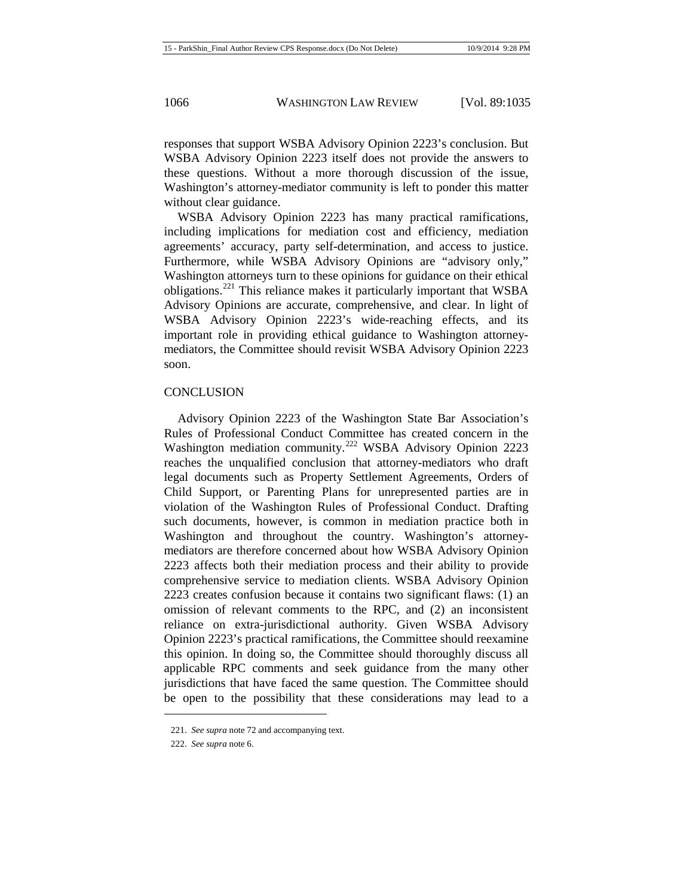responses that support WSBA Advisory Opinion 2223's conclusion. But WSBA Advisory Opinion 2223 itself does not provide the answers to these questions. Without a more thorough discussion of the issue, Washington's attorney-mediator community is left to ponder this matter without clear guidance.

WSBA Advisory Opinion 2223 has many practical ramifications, including implications for mediation cost and efficiency, mediation agreements' accuracy, party self-determination, and access to justice. Furthermore, while WSBA Advisory Opinions are "advisory only," Washington attorneys turn to these opinions for guidance on their ethical obligations.[221] This reliance makes it particularly important that WSBA Advisory Opinions are accurate, comprehensive, and clear. In light of WSBA Advisory Opinion 2223's wide-reaching effects, and its important role in providing ethical guidance to Washington attorney-mediators, the Committee should revisit WSBA Advisory Opinion 2223 soon.

## CONCLUSION

Advisory Opinion 2223 of the Washington State Bar Association's Rules of Professional Conduct Committee has created concern in the Washington mediation community.[222] WSBA Advisory Opinion 2223 reaches the unqualified conclusion that attorney-mediators who draft legal documents such as Property Settlement Agreements, Orders of Child Support, or Parenting Plans for unrepresented parties are in violation of the Washington Rules of Professional Conduct. Drafting such documents, however, is common in mediation practice both in Washington and throughout the country. Washington's attorney-mediators are therefore concerned about how WSBA Advisory Opinion 2223 affects both their mediation process and their ability to provide comprehensive service to mediation clients. WSBA Advisory Opinion 2223 creates confusion because it contains two significant flaws: (1) an omission of relevant comments to the RPC, and (2) an inconsistent reliance on extra-jurisdictional authority. Given WSBA Advisory Opinion 2223's practical ramifications, the Committee should reexamine this opinion. In doing so, the Committee should thoroughly discuss all applicable RPC comments and seek guidance from the many other jurisdictions that have faced the same question. The Committee should be open to the possibility that these considerations may lead to a

221. *See supra* note 72 and accompanying text.

222. *See supra* note 6.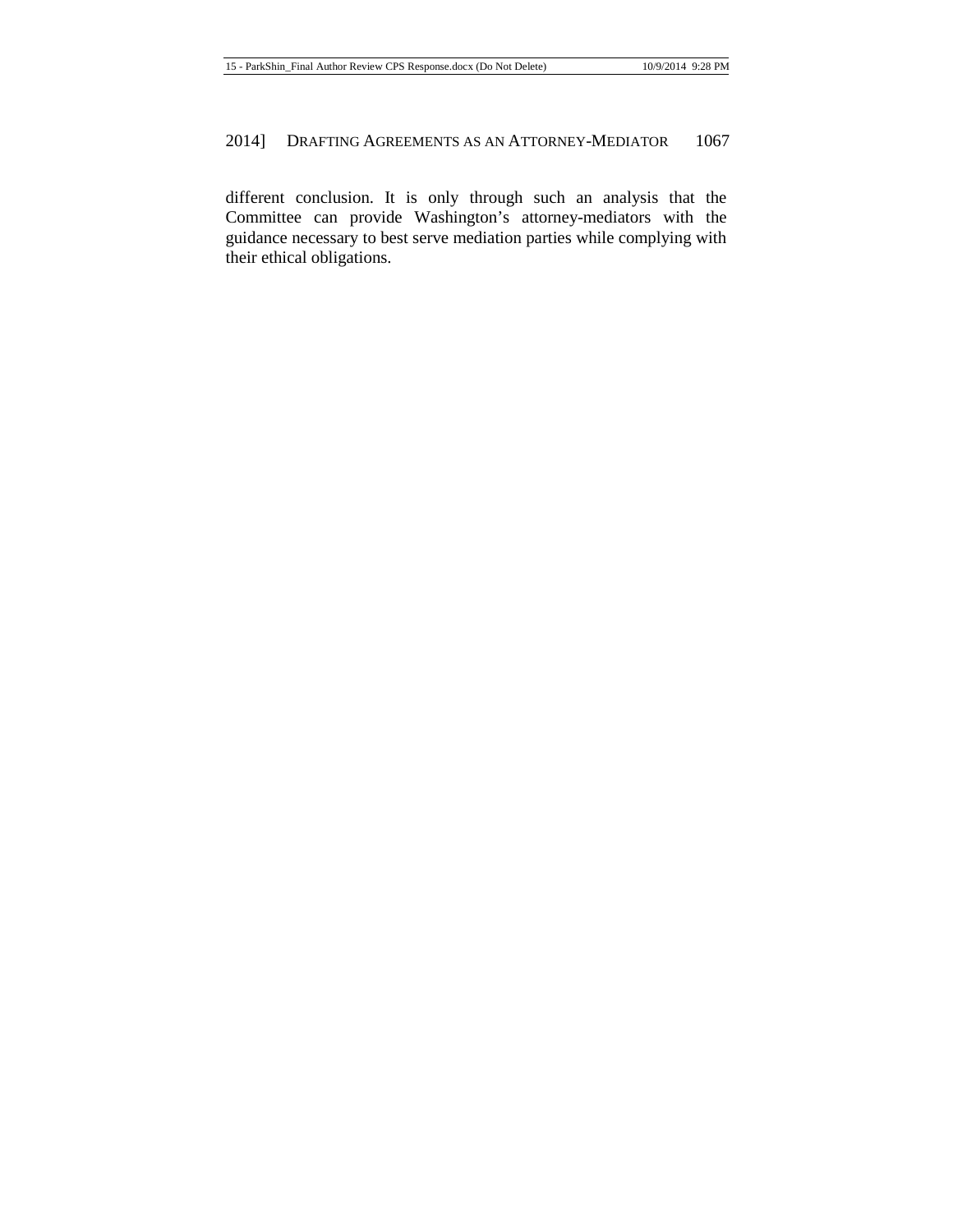different conclusion. It is only through such an analysis that the Committee can provide Washington's attorney-mediators with the guidance necessary to best serve mediation parties while complying with their ethical obligations.